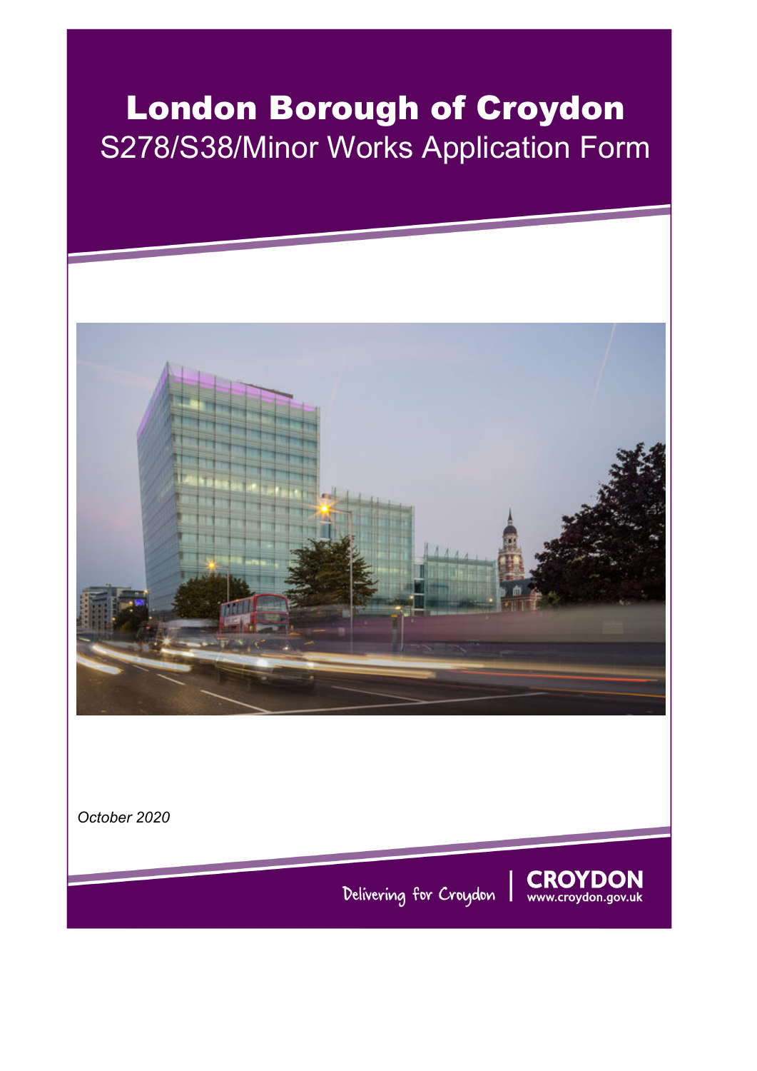# London Borough of Croydon

## S278/S38/Minor Works Application Form

*October 2020*

Delivering for Croydon | CROYDON www.croydon.gov.uk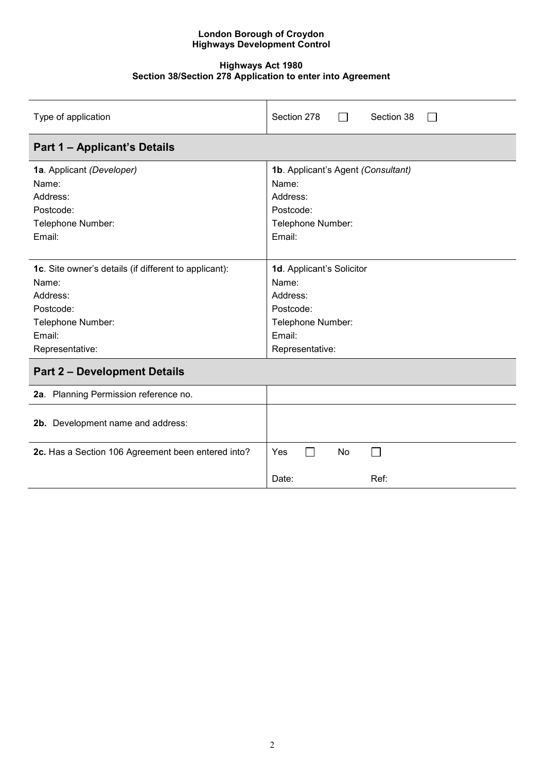**London Borough of Croydon**
**Highways Development Control**

**Highways Act 1980**
**Section 38/Section 278 Application to enter into Agreement**

| Type of application | Section 278 ☐ Section 38 ☐ |
|---|---|
| **Part 1 – Applicant's Details** | |
| **1a**. Applicant *(Developer)*<br>Name:<br>Address:<br>Postcode:<br>Telephone Number:<br>Email: | **1b**. Applicant's Agent *(Consultant)*<br>Name:<br>Address:<br>Postcode:<br>Telephone Number:<br>Email: |
| **1c**. Site owner's details (if different to applicant):<br>Name:<br>Address:<br>Postcode:<br>Telephone Number:<br>Email:<br>Representative: | **1d**. Applicant's Solicitor<br>Name:<br>Address:<br>Postcode:<br>Telephone Number:<br>Email:<br>Representative: |
| **Part 2 – Development Details** | |
| **2a**. Planning Permission reference no. | |
| **2b.** Development name and address: | |
| **2c.** Has a Section 106 Agreement been entered into? | Yes ☐ No ☐<br>Date: Ref: |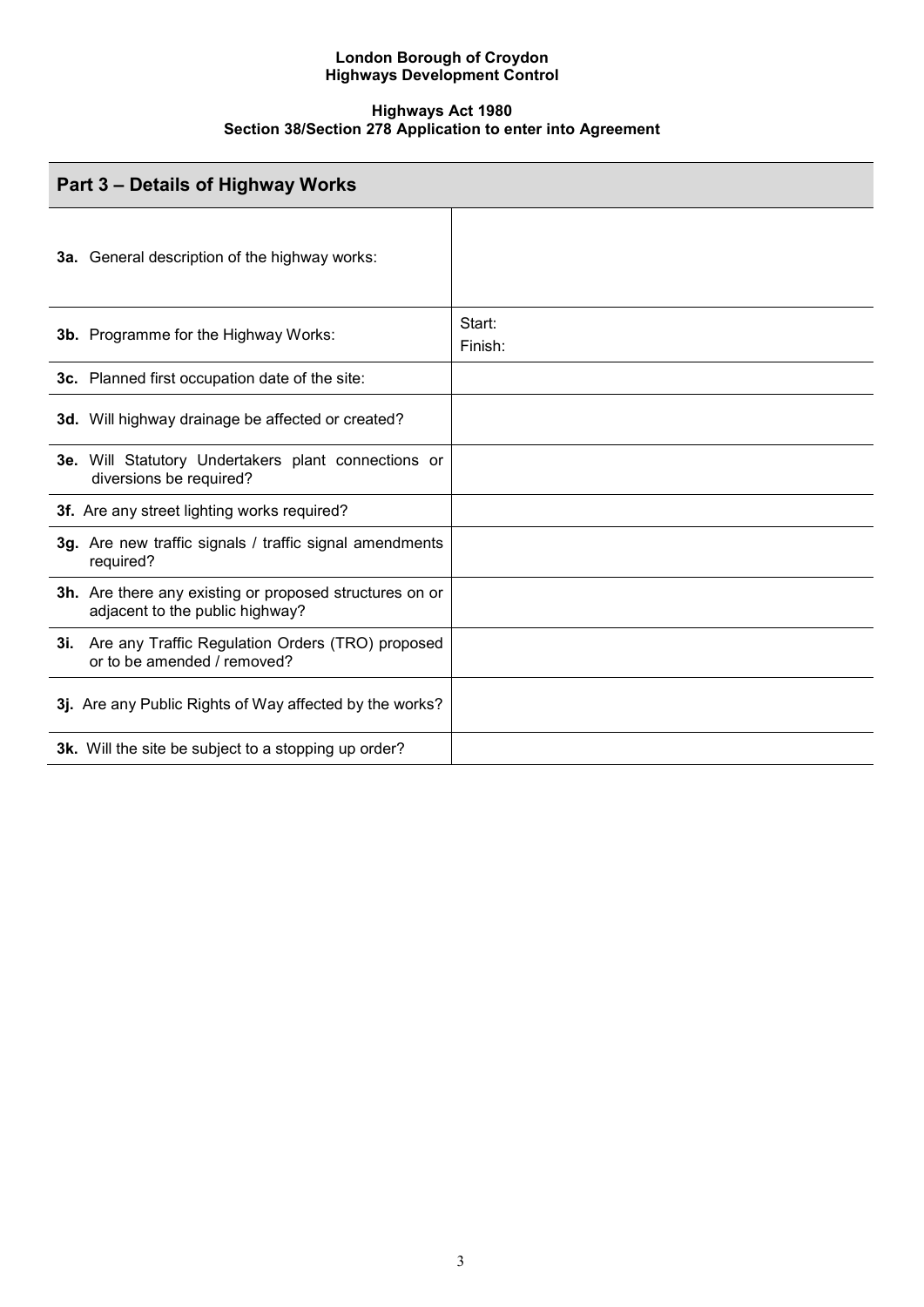**London Borough of Croydon**
**Highways Development Control**

**Highways Act 1980**
**Section 38/Section 278 Application to enter into Agreement**

## Part 3 – Details of Highway Works

| | |
|---|---|
| **3a.** General description of the highway works: | |
| **3b.** Programme for the Highway Works: | Start:<br>Finish: |
| **3c.** Planned first occupation date of the site: | |
| **3d.** Will highway drainage be affected or created? | |
| **3e.** Will Statutory Undertakers plant connections or diversions be required? | |
| **3f.** Are any street lighting works required? | |
| **3g.** Are new traffic signals / traffic signal amendments required? | |
| **3h.** Are there any existing or proposed structures on or adjacent to the public highway? | |
| **3i.** Are any Traffic Regulation Orders (TRO) proposed or to be amended / removed? | |
| **3j.** Are any Public Rights of Way affected by the works? | |
| **3k.** Will the site be subject to a stopping up order? | |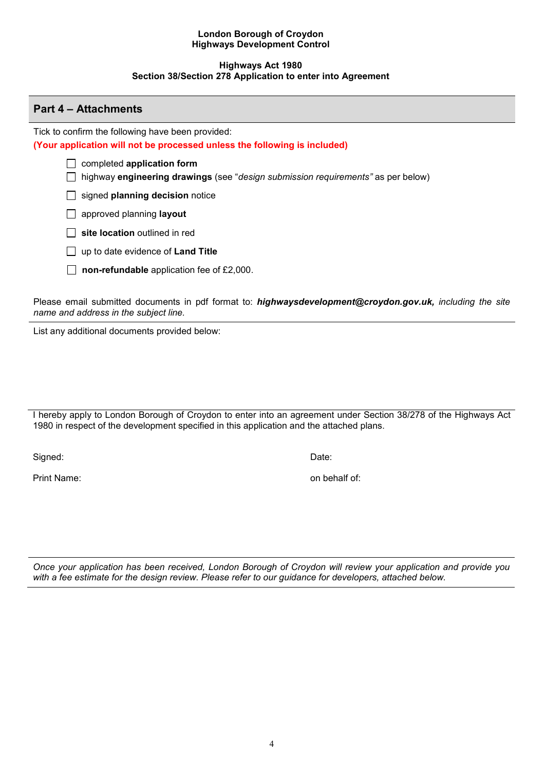**London Borough of Croydon**
**Highways Development Control**

**Highways Act 1980**
**Section 38/Section 278 Application to enter into Agreement**

## Part 4 – Attachments

Tick to confirm the following have been provided:
**(Your application will not be processed unless the following is included)**

- ☐ completed **application form**
- ☐ highway **engineering drawings** (see "*design submission requirements"* as per below)
- ☐ signed **planning decision** notice
- ☐ approved planning **layout**
- ☐ **site location** outlined in red
- ☐ up to date evidence of **Land Title**
- ☐ **non-refundable** application fee of £2,000.

Please email submitted documents in pdf format to: ***highwaysdevelopment@croydon.gov.uk,*** *including the site name and address in the subject line.*

List any additional documents provided below:

I hereby apply to London Borough of Croydon to enter into an agreement under Section 38/278 of the Highways Act 1980 in respect of the development specified in this application and the attached plans.

Signed: Date:

Print Name: on behalf of:

*Once your application has been received, London Borough of Croydon will review your application and provide you with a fee estimate for the design review. Please refer to our guidance for developers, attached below.*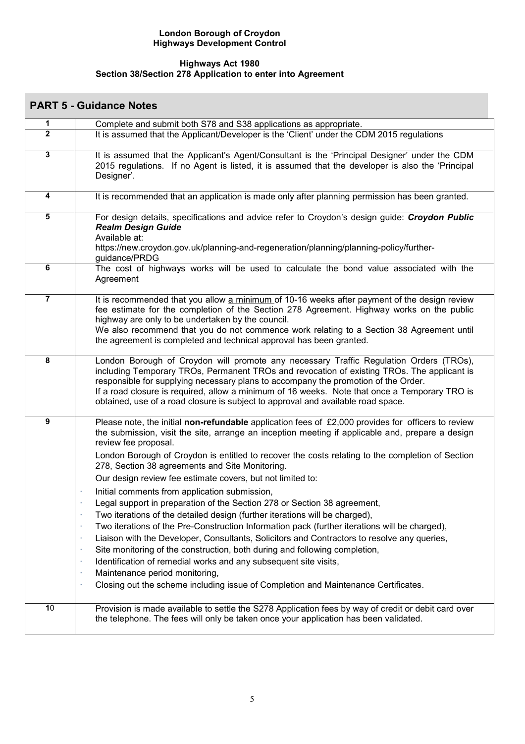**London Borough of Croydon**
**Highways Development Control**

**Highways Act 1980**
**Section 38/Section 278 Application to enter into Agreement**

## PART 5 - Guidance Notes

| | |
|---|---|
| **1** | Complete and submit both S78 and S38 applications as appropriate. |
| **2** | It is assumed that the Applicant/Developer is the 'Client' under the CDM 2015 regulations |
| **3** | It is assumed that the Applicant's Agent/Consultant is the 'Principal Designer' under the CDM 2015 regulations. If no Agent is listed, it is assumed that the developer is also the 'Principal Designer'. |
| **4** | It is recommended that an application is made only after planning permission has been granted. |
| **5** | For design details, specifications and advice refer to Croydon's design guide: ***Croydon Public Realm Design Guide*** <br> Available at: <br> https://new.croydon.gov.uk/planning-and-regeneration/planning/planning-policy/further-guidance/PRDG |
| **6** | The cost of highways works will be used to calculate the bond value associated with the Agreement |
| **7** | It is recommended that you allow <u>a minimum</u> of 10-16 weeks after payment of the design review fee estimate for the completion of the Section 278 Agreement. Highway works on the public highway are only to be undertaken by the council. <br> We also recommend that you do not commence work relating to a Section 38 Agreement until the agreement is completed and technical approval has been granted. |
| **8** | London Borough of Croydon will promote any necessary Traffic Regulation Orders (TROs), including Temporary TROs, Permanent TROs and revocation of existing TROs. The applicant is responsible for supplying necessary plans to accompany the promotion of the Order. <br> If a road closure is required, allow a minimum of 16 weeks. Note that once a Temporary TRO is obtained, use of a road closure is subject to approval and available road space. |
| **9** | Please note, the initial **non-refundable** application fees of £2,000 provides for officers to review the submission, visit the site, arrange an inception meeting if applicable and, prepare a design review fee proposal. <br> London Borough of Croydon is entitled to recover the costs relating to the completion of Section 278, Section 38 agreements and Site Monitoring. <br> Our design review fee estimate covers, but not limited to: <br> · Initial comments from application submission, <br> · Legal support in preparation of the Section 278 or Section 38 agreement, <br> · Two iterations of the detailed design (further iterations will be charged), <br> · Two iterations of the Pre-Construction Information pack (further iterations will be charged), <br> · Liaison with the Developer, Consultants, Solicitors and Contractors to resolve any queries, <br> · Site monitoring of the construction, both during and following completion, <br> · Identification of remedial works and any subsequent site visits, <br> · Maintenance period monitoring, <br> · Closing out the scheme including issue of Completion and Maintenance Certificates. |
| **10** | Provision is made available to settle the S278 Application fees by way of credit or debit card over the telephone. The fees will only be taken once your application has been validated. |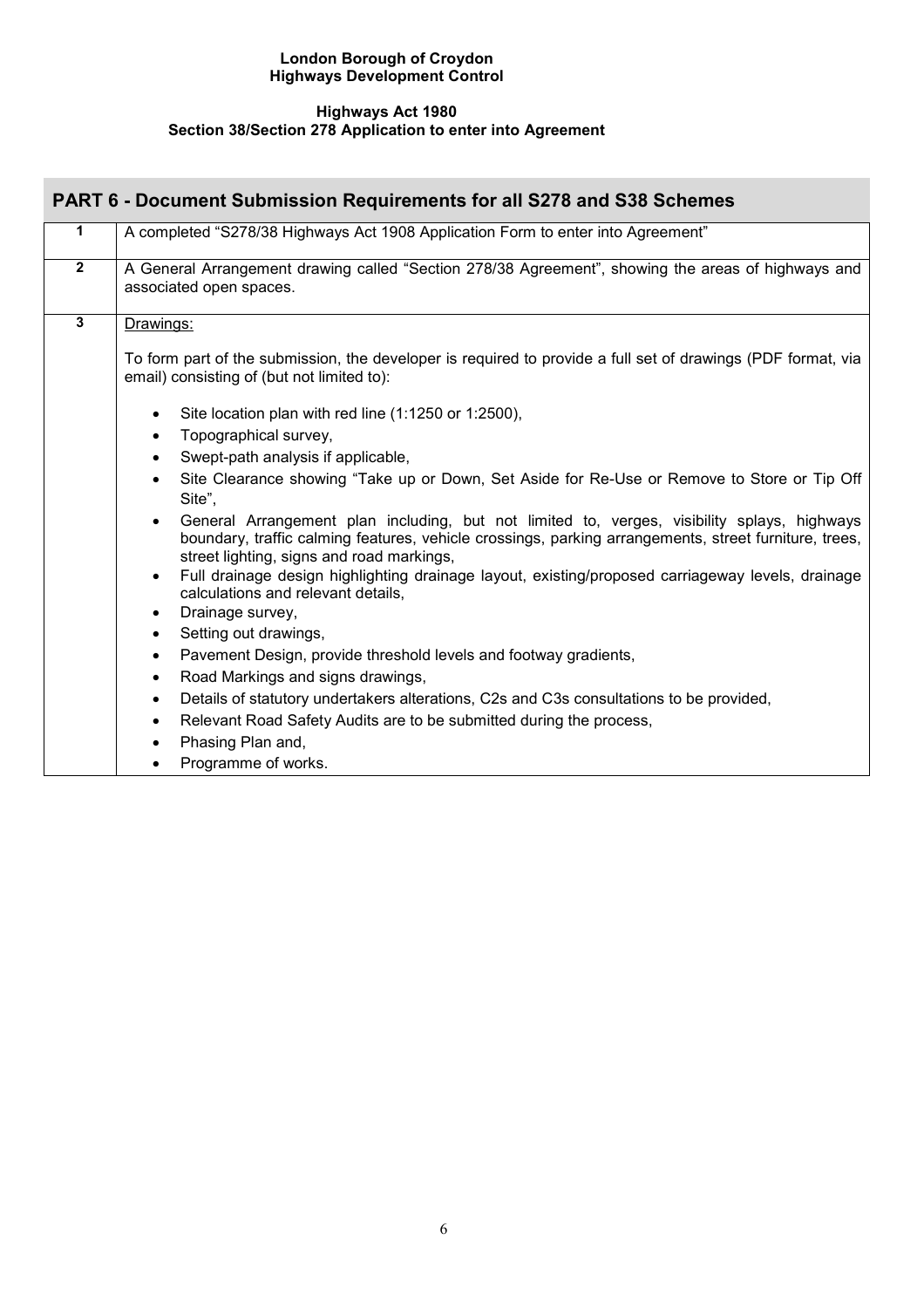**London Borough of Croydon**
**Highways Development Control**

**Highways Act 1980**
**Section 38/Section 278 Application to enter into Agreement**

## PART 6 - Document Submission Requirements for all S278 and S38 Schemes

| | |
|---|---|
| **1** | A completed "S278/38 Highways Act 1908 Application Form to enter into Agreement" |
| **2** | A General Arrangement drawing called "Section 278/38 Agreement", showing the areas of highways and associated open spaces. |
| **3** | Drawings:<br><br>To form part of the submission, the developer is required to provide a full set of drawings (PDF format, via email) consisting of (but not limited to):<br><br>• Site location plan with red line (1:1250 or 1:2500),<br>• Topographical survey,<br>• Swept-path analysis if applicable,<br>• Site Clearance showing "Take up or Down, Set Aside for Re-Use or Remove to Store or Tip Off Site",<br>• General Arrangement plan including, but not limited to, verges, visibility splays, highways boundary, traffic calming features, vehicle crossings, parking arrangements, street furniture, trees, street lighting, signs and road markings,<br>• Full drainage design highlighting drainage layout, existing/proposed carriageway levels, drainage calculations and relevant details,<br>• Drainage survey,<br>• Setting out drawings,<br>• Pavement Design, provide threshold levels and footway gradients,<br>• Road Markings and signs drawings,<br>• Details of statutory undertakers alterations, C2s and C3s consultations to be provided,<br>• Relevant Road Safety Audits are to be submitted during the process,<br>• Phasing Plan and,<br>• Programme of works. |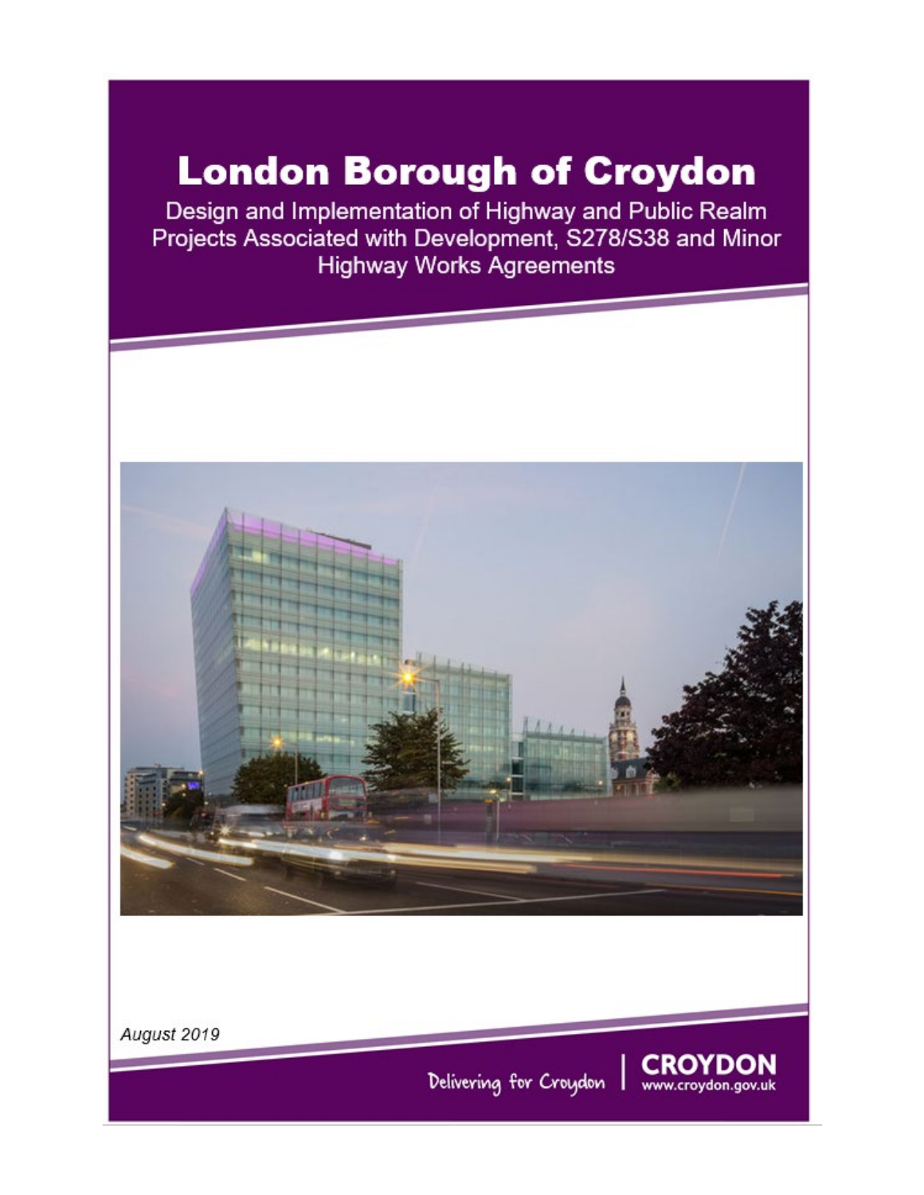# London Borough of Croydon

Design and Implementation of Highway and Public Realm Projects Associated with Development, S278/S38 and Minor Highway Works Agreements

*August 2019*

Delivering for Croydon | CROYDON www.croydon.gov.uk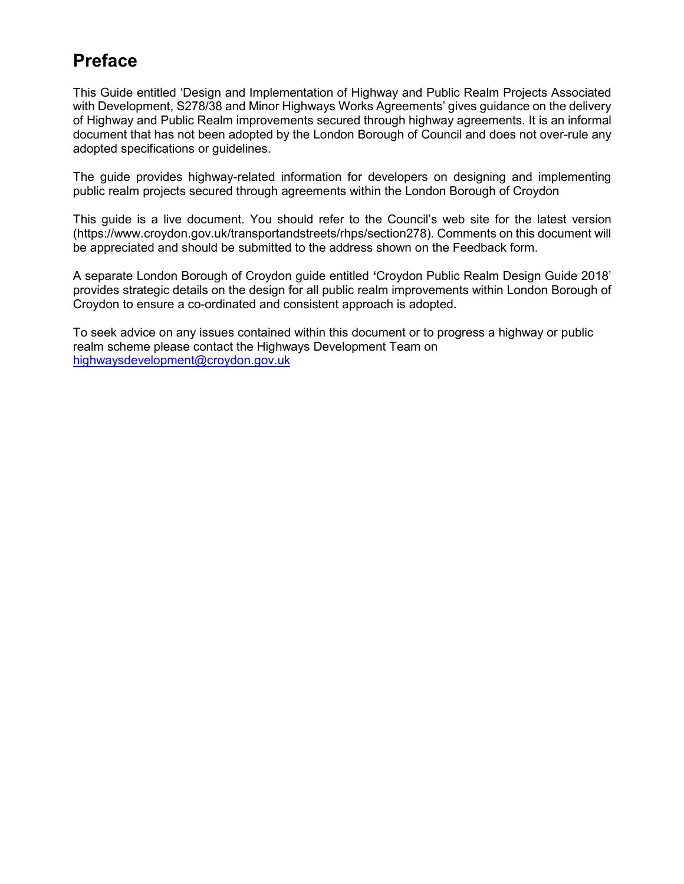# Preface

This Guide entitled 'Design and Implementation of Highway and Public Realm Projects Associated with Development, S278/38 and Minor Highways Works Agreements' gives guidance on the delivery of Highway and Public Realm improvements secured through highway agreements. It is an informal document that has not been adopted by the London Borough of Council and does not over-rule any adopted specifications or guidelines.

The guide provides highway-related information for developers on designing and implementing public realm projects secured through agreements within the London Borough of Croydon

This guide is a live document. You should refer to the Council's web site for the latest version (https://www.croydon.gov.uk/transportandstreets/rhps/section278). Comments on this document will be appreciated and should be submitted to the address shown on the Feedback form.

A separate London Borough of Croydon guide entitled **'**Croydon Public Realm Design Guide 2018' provides strategic details on the design for all public realm improvements within London Borough of Croydon to ensure a co-ordinated and consistent approach is adopted.

To seek advice on any issues contained within this document or to progress a highway or public realm scheme please contact the Highways Development Team on [highwaysdevelopment@croydon.gov.uk](mailto:highwaysdevelopment@croydon.gov.uk)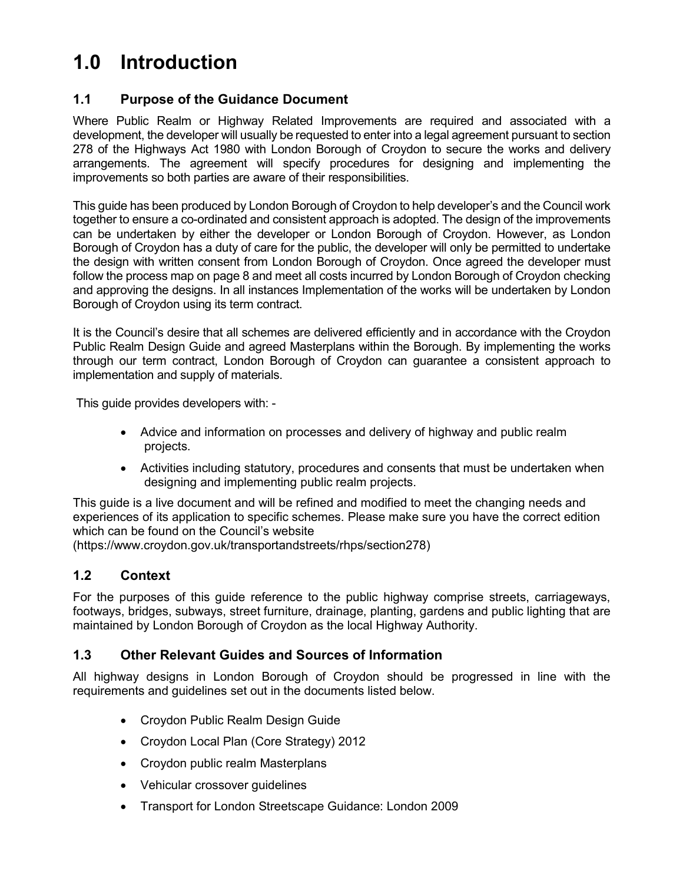# 1.0 Introduction

## 1.1 Purpose of the Guidance Document

Where Public Realm or Highway Related Improvements are required and associated with a development, the developer will usually be requested to enter into a legal agreement pursuant to section 278 of the Highways Act 1980 with London Borough of Croydon to secure the works and delivery arrangements. The agreement will specify procedures for designing and implementing the improvements so both parties are aware of their responsibilities.

This guide has been produced by London Borough of Croydon to help developer's and the Council work together to ensure a co-ordinated and consistent approach is adopted. The design of the improvements can be undertaken by either the developer or London Borough of Croydon. However, as London Borough of Croydon has a duty of care for the public, the developer will only be permitted to undertake the design with written consent from London Borough of Croydon. Once agreed the developer must follow the process map on page 8 and meet all costs incurred by London Borough of Croydon checking and approving the designs. In all instances Implementation of the works will be undertaken by London Borough of Croydon using its term contract.

It is the Council's desire that all schemes are delivered efficiently and in accordance with the Croydon Public Realm Design Guide and agreed Masterplans within the Borough. By implementing the works through our term contract, London Borough of Croydon can guarantee a consistent approach to implementation and supply of materials.

This guide provides developers with: -

- Advice and information on processes and delivery of highway and public realm projects.
- Activities including statutory, procedures and consents that must be undertaken when designing and implementing public realm projects.

This guide is a live document and will be refined and modified to meet the changing needs and experiences of its application to specific schemes. Please make sure you have the correct edition which can be found on the Council's website (https://www.croydon.gov.uk/transportandstreets/rhps/section278)

## 1.2 Context

For the purposes of this guide reference to the public highway comprise streets, carriageways, footways, bridges, subways, street furniture, drainage, planting, gardens and public lighting that are maintained by London Borough of Croydon as the local Highway Authority.

## 1.3 Other Relevant Guides and Sources of Information

All highway designs in London Borough of Croydon should be progressed in line with the requirements and guidelines set out in the documents listed below.

- Croydon Public Realm Design Guide
- Croydon Local Plan (Core Strategy) 2012
- Croydon public realm Masterplans
- Vehicular crossover guidelines
- Transport for London Streetscape Guidance: London 2009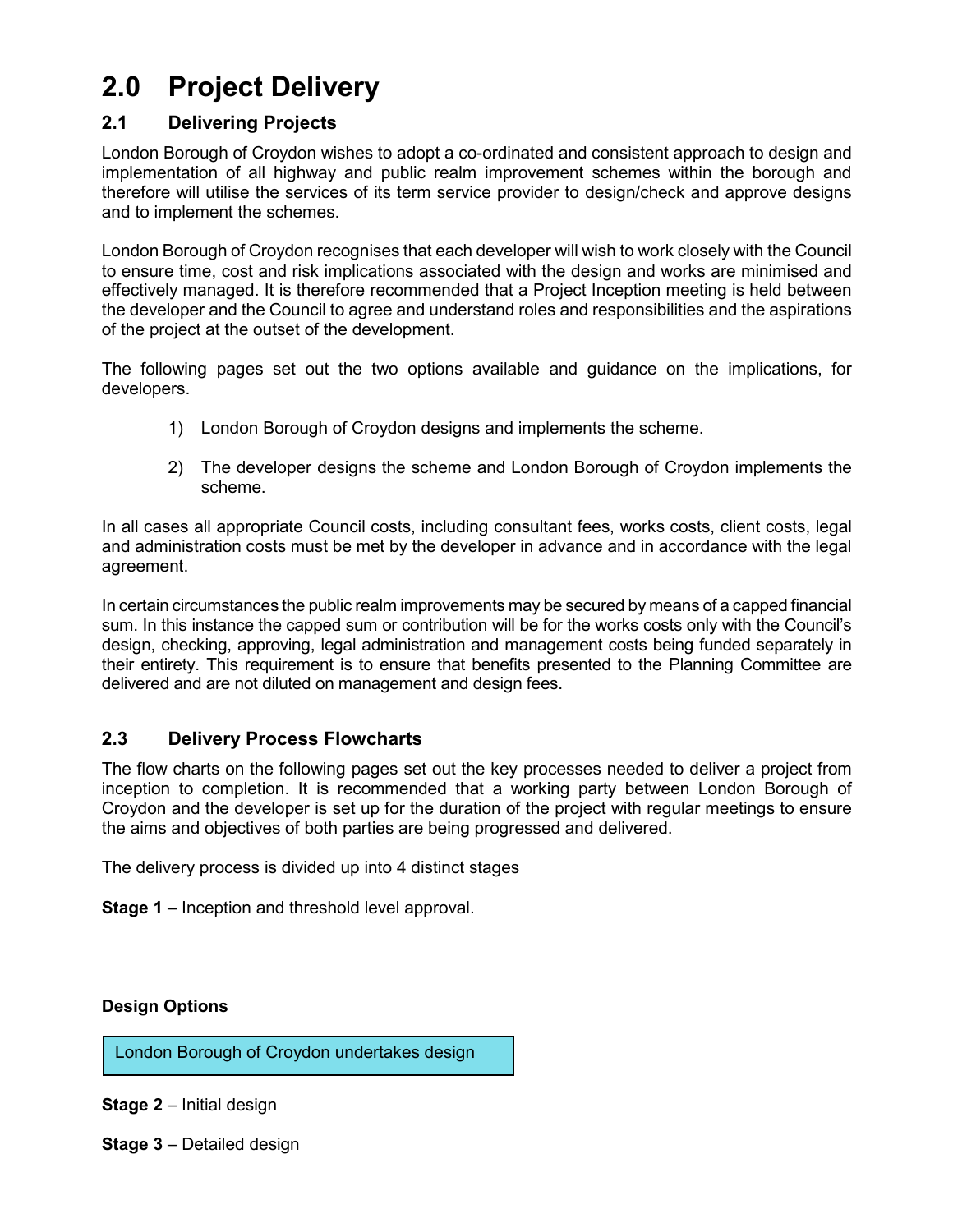# 2.0 Project Delivery

## 2.1 Delivering Projects

London Borough of Croydon wishes to adopt a co-ordinated and consistent approach to design and implementation of all highway and public realm improvement schemes within the borough and therefore will utilise the services of its term service provider to design/check and approve designs and to implement the schemes.

London Borough of Croydon recognises that each developer will wish to work closely with the Council to ensure time, cost and risk implications associated with the design and works are minimised and effectively managed. It is therefore recommended that a Project Inception meeting is held between the developer and the Council to agree and understand roles and responsibilities and the aspirations of the project at the outset of the development.

The following pages set out the two options available and guidance on the implications, for developers.

1) London Borough of Croydon designs and implements the scheme.

2) The developer designs the scheme and London Borough of Croydon implements the scheme.

In all cases all appropriate Council costs, including consultant fees, works costs, client costs, legal and administration costs must be met by the developer in advance and in accordance with the legal agreement.

In certain circumstances the public realm improvements may be secured by means of a capped financial sum. In this instance the capped sum or contribution will be for the works costs only with the Council's design, checking, approving, legal administration and management costs being funded separately in their entirety. This requirement is to ensure that benefits presented to the Planning Committee are delivered and are not diluted on management and design fees.

## 2.3 Delivery Process Flowcharts

The flow charts on the following pages set out the key processes needed to deliver a project from inception to completion. It is recommended that a working party between London Borough of Croydon and the developer is set up for the duration of the project with regular meetings to ensure the aims and objectives of both parties are being progressed and delivered.

The delivery process is divided up into 4 distinct stages

**Stage 1** – Inception and threshold level approval.

**Design Options**

London Borough of Croydon undertakes design

**Stage 2** – Initial design

**Stage 3** – Detailed design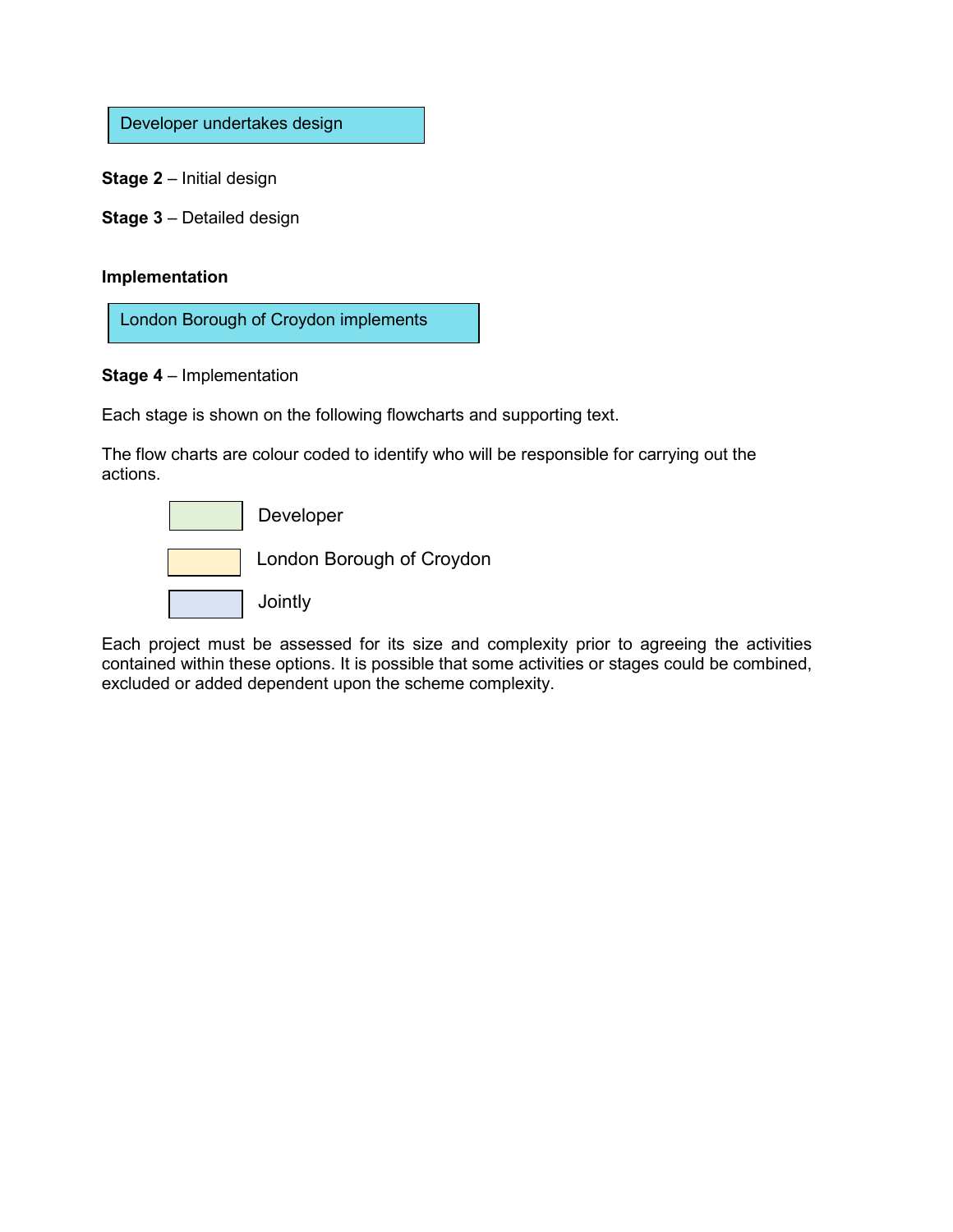Developer undertakes design

**Stage 2** – Initial design

**Stage 3** – Detailed design

**Implementation**

London Borough of Croydon implements

**Stage 4** – Implementation

Each stage is shown on the following flowcharts and supporting text.

The flow charts are colour coded to identify who will be responsible for carrying out the actions.

- Developer
- London Borough of Croydon
- Jointly

Each project must be assessed for its size and complexity prior to agreeing the activities contained within these options. It is possible that some activities or stages could be combined, excluded or added dependent upon the scheme complexity.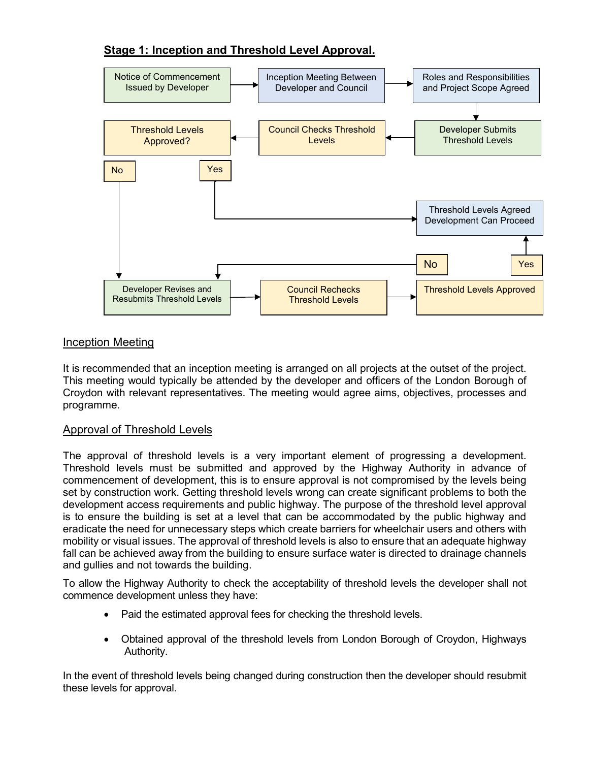## Stage 1: Inception and Threshold Level Approval.

Notice of Commencement Issued by Developer

Inception Meeting Between Developer and Council

Roles and Responsibilities and Project Scope Agreed

Developer Submits Threshold Levels

Council Checks Threshold Levels

Threshold Levels Approved?

No

Yes

Threshold Levels Agreed Development Can Proceed

No

Yes

Developer Revises and Resubmits Threshold Levels

Council Rechecks Threshold Levels

Threshold Levels Approved

### Inception Meeting

It is recommended that an inception meeting is arranged on all projects at the outset of the project. This meeting would typically be attended by the developer and officers of the London Borough of Croydon with relevant representatives. The meeting would agree aims, objectives, processes and programme.

### Approval of Threshold Levels

The approval of threshold levels is a very important element of progressing a development. Threshold levels must be submitted and approved by the Highway Authority in advance of commencement of development, this is to ensure approval is not compromised by the levels being set by construction work. Getting threshold levels wrong can create significant problems to both the development access requirements and public highway. The purpose of the threshold level approval is to ensure the building is set at a level that can be accommodated by the public highway and eradicate the need for unnecessary steps which create barriers for wheelchair users and others with mobility or visual issues. The approval of threshold levels is also to ensure that an adequate highway fall can be achieved away from the building to ensure surface water is directed to drainage channels and gullies and not towards the building.

To allow the Highway Authority to check the acceptability of threshold levels the developer shall not commence development unless they have:

- Paid the estimated approval fees for checking the threshold levels.
- Obtained approval of the threshold levels from London Borough of Croydon, Highways Authority.

In the event of threshold levels being changed during construction then the developer should resubmit these levels for approval.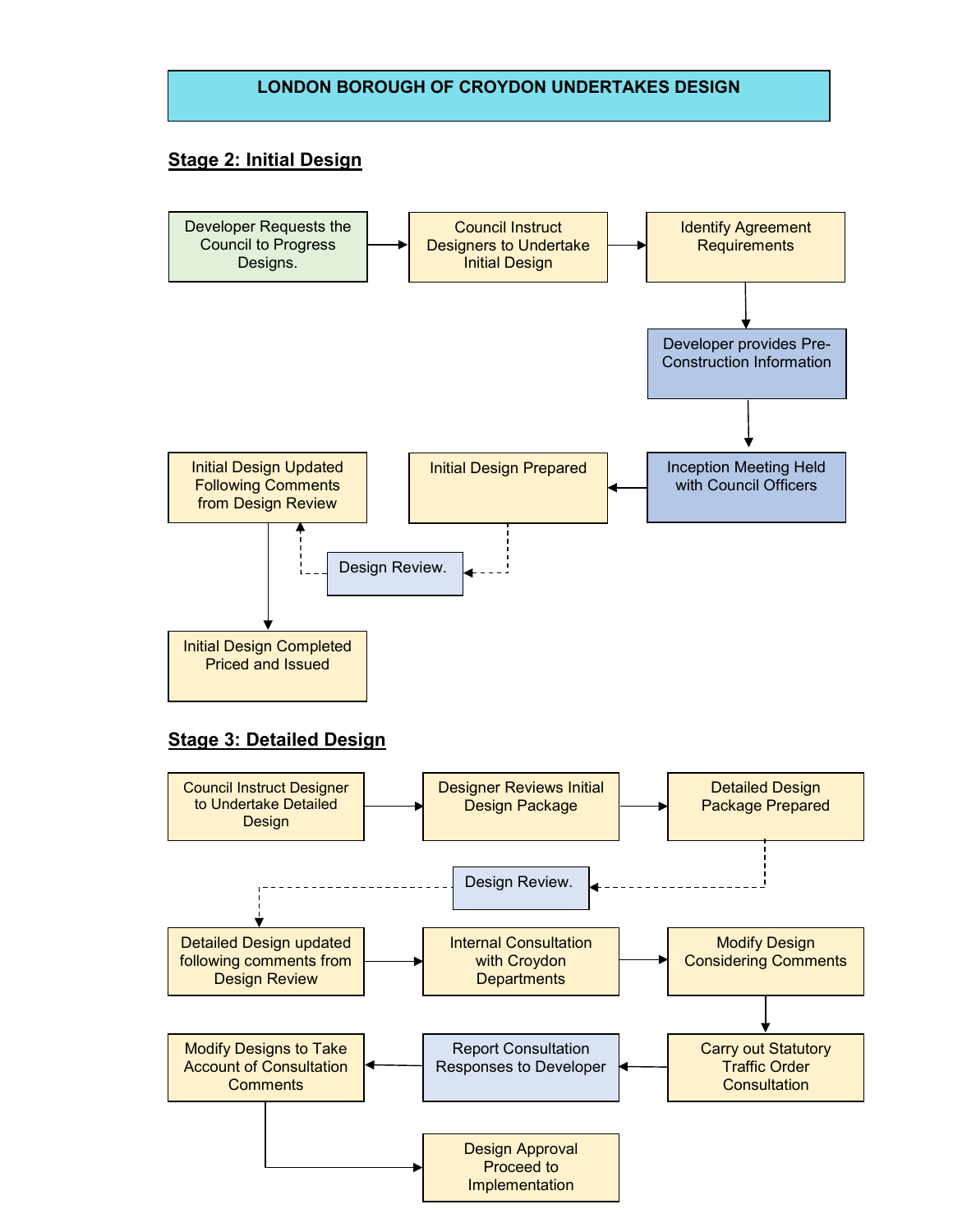# LONDON BOROUGH OF CROYDON UNDERTAKES DESIGN

## Stage 2: Initial Design

1. Developer Requests the Council to Progress Designs.
2. Council Instruct Designers to Undertake Initial Design
3. Identify Agreement Requirements
4. Developer provides Pre-Construction Information
5. Inception Meeting Held with Council Officers
6. Initial Design Prepared
7. Design Review.
8. Initial Design Updated Following Comments from Design Review
9. Initial Design Completed Priced and Issued

## Stage 3: Detailed Design

1. Council Instruct Designer to Undertake Detailed Design
2. Designer Reviews Initial Design Package
3. Detailed Design Package Prepared
4. Design Review.
5. Detailed Design updated following comments from Design Review
6. Internal Consultation with Croydon Departments
7. Modify Design Considering Comments
8. Carry out Statutory Traffic Order Consultation
9. Report Consultation Responses to Developer
10. Modify Designs to Take Account of Consultation Comments
11. Design Approval Proceed to Implementation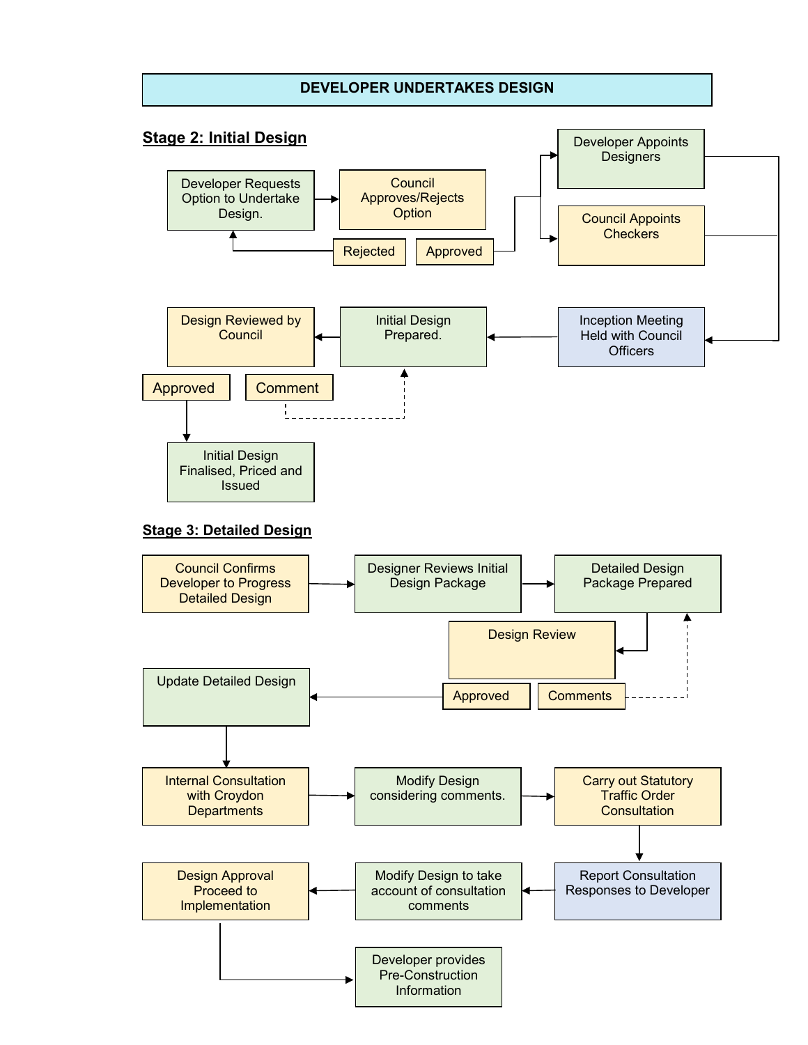**DEVELOPER UNDERTAKES DESIGN**

## Stage 2: Initial Design

Developer Requests Option to Undertake Design.

Council Approves/Rejects Option

Rejected

Approved

Developer Appoints Designers

Council Appoints Checkers

Inception Meeting Held with Council Officers

Initial Design Prepared.

Design Reviewed by Council

Approved

Comment

Initial Design Finalised, Priced and Issued

## Stage 3: Detailed Design

Council Confirms Developer to Progress Detailed Design

Designer Reviews Initial Design Package

Detailed Design Package Prepared

Design Review

Approved

Comments

Update Detailed Design

Internal Consultation with Croydon Departments

Modify Design considering comments.

Carry out Statutory Traffic Order Consultation

Report Consultation Responses to Developer

Modify Design to take account of consultation comments

Design Approval Proceed to Implementation

Developer provides Pre-Construction Information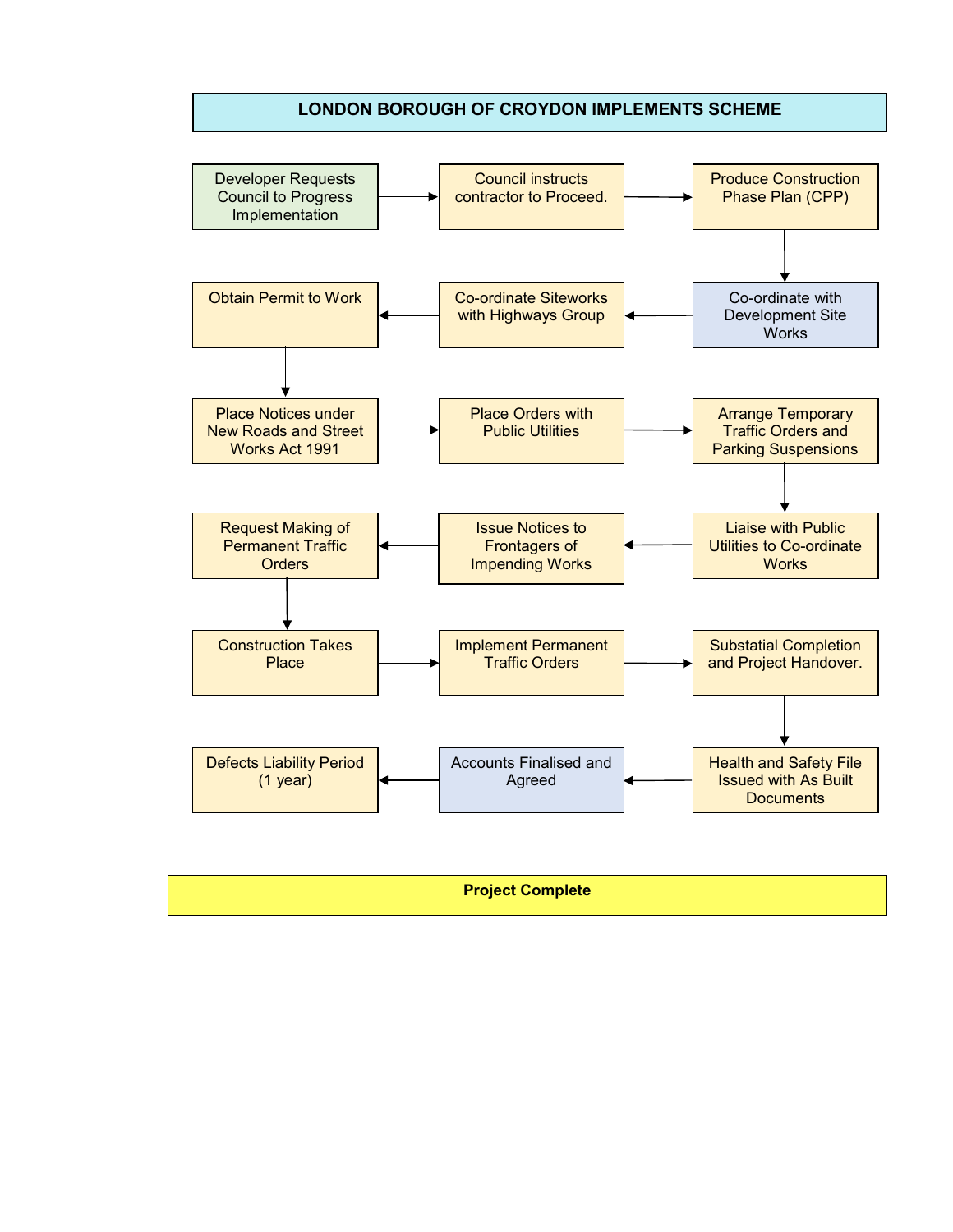## LONDON BOROUGH OF CROYDON IMPLEMENTS SCHEME

1. Developer Requests Council to Progress Implementation
2. Council instructs contractor to Proceed.
3. Produce Construction Phase Plan (CPP)
4. Co-ordinate with Development Site Works
5. Co-ordinate Siteworks with Highways Group
6. Obtain Permit to Work
7. Place Notices under New Roads and Street Works Act 1991
8. Place Orders with Public Utilities
9. Arrange Temporary Traffic Orders and Parking Suspensions
10. Liaise with Public Utilities to Co-ordinate Works
11. Issue Notices to Frontagers of Impending Works
12. Request Making of Permanent Traffic Orders
13. Construction Takes Place
14. Implement Permanent Traffic Orders
15. Substatial Completion and Project Handover.
16. Health and Safety File Issued with As Built Documents
17. Accounts Finalised and Agreed
18. Defects Liability Period (1 year)

**Project Complete**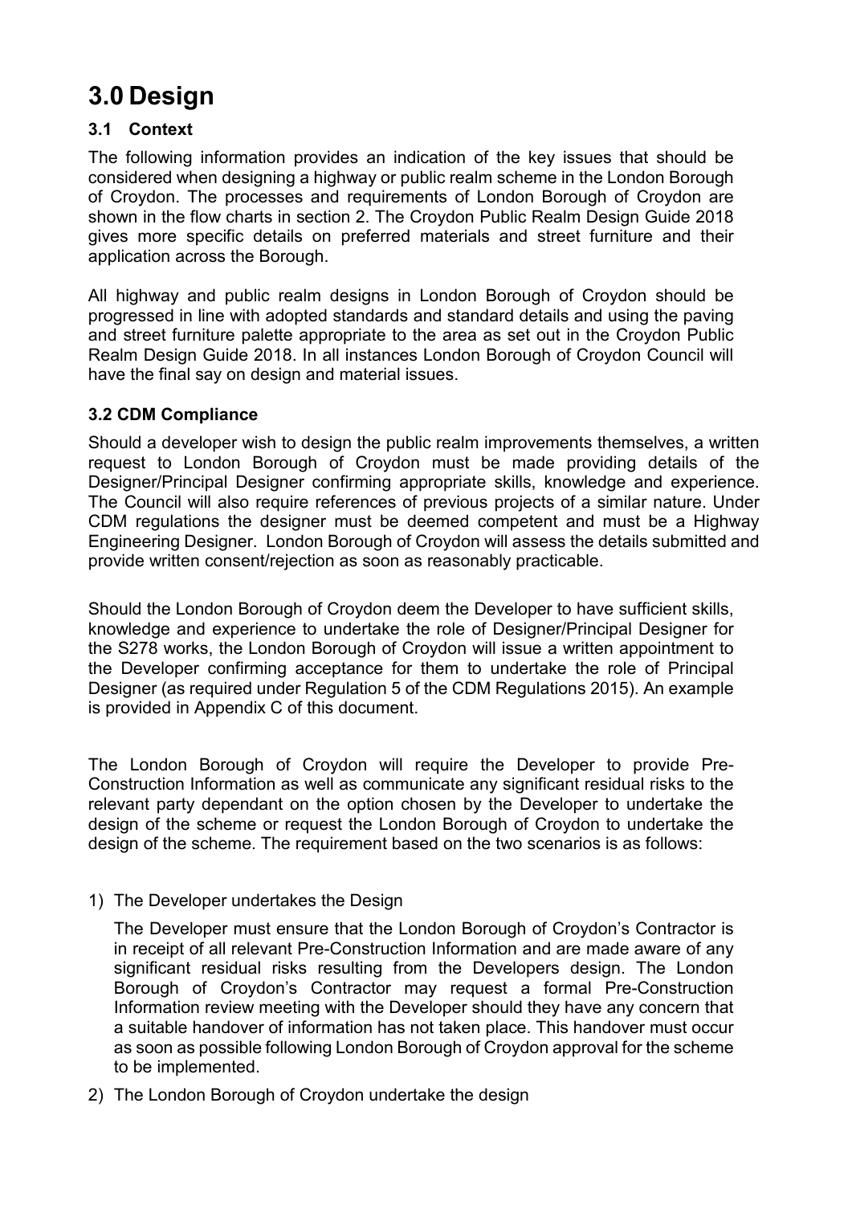# 3.0 Design

### 3.1 Context

The following information provides an indication of the key issues that should be considered when designing a highway or public realm scheme in the London Borough of Croydon. The processes and requirements of London Borough of Croydon are shown in the flow charts in section 2. The Croydon Public Realm Design Guide 2018 gives more specific details on preferred materials and street furniture and their application across the Borough.

All highway and public realm designs in London Borough of Croydon should be progressed in line with adopted standards and standard details and using the paving and street furniture palette appropriate to the area as set out in the Croydon Public Realm Design Guide 2018. In all instances London Borough of Croydon Council will have the final say on design and material issues.

### 3.2 CDM Compliance

Should a developer wish to design the public realm improvements themselves, a written request to London Borough of Croydon must be made providing details of the Designer/Principal Designer confirming appropriate skills, knowledge and experience. The Council will also require references of previous projects of a similar nature. Under CDM regulations the designer must be deemed competent and must be a Highway Engineering Designer. London Borough of Croydon will assess the details submitted and provide written consent/rejection as soon as reasonably practicable.

Should the London Borough of Croydon deem the Developer to have sufficient skills, knowledge and experience to undertake the role of Designer/Principal Designer for the S278 works, the London Borough of Croydon will issue a written appointment to the Developer confirming acceptance for them to undertake the role of Principal Designer (as required under Regulation 5 of the CDM Regulations 2015). An example is provided in Appendix C of this document.

The London Borough of Croydon will require the Developer to provide Pre-Construction Information as well as communicate any significant residual risks to the relevant party dependant on the option chosen by the Developer to undertake the design of the scheme or request the London Borough of Croydon to undertake the design of the scheme. The requirement based on the two scenarios is as follows:

1) The Developer undertakes the Design

   The Developer must ensure that the London Borough of Croydon's Contractor is in receipt of all relevant Pre-Construction Information and are made aware of any significant residual risks resulting from the Developers design. The London Borough of Croydon's Contractor may request a formal Pre-Construction Information review meeting with the Developer should they have any concern that a suitable handover of information has not taken place. This handover must occur as soon as possible following London Borough of Croydon approval for the scheme to be implemented.

2) The London Borough of Croydon undertake the design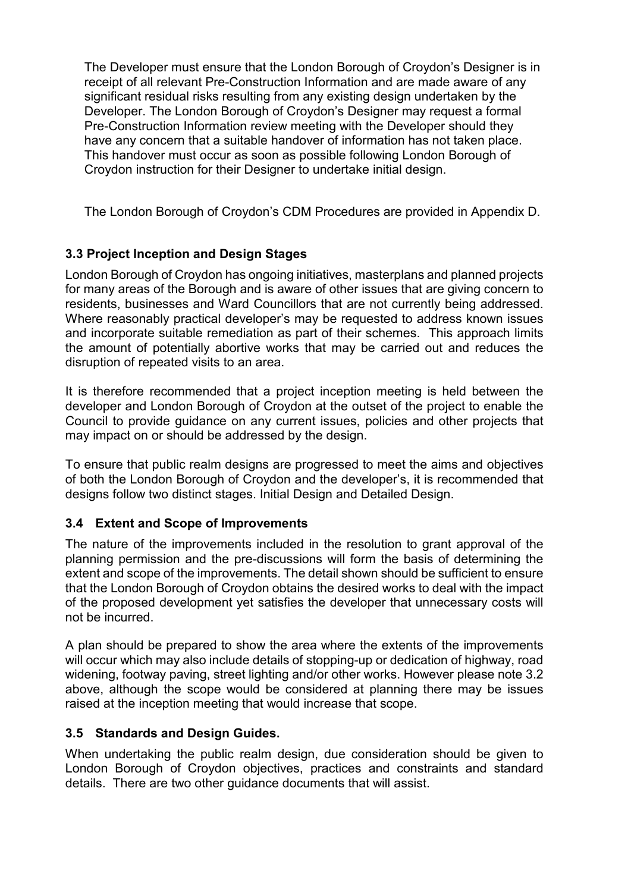The Developer must ensure that the London Borough of Croydon's Designer is in receipt of all relevant Pre-Construction Information and are made aware of any significant residual risks resulting from any existing design undertaken by the Developer. The London Borough of Croydon's Designer may request a formal Pre-Construction Information review meeting with the Developer should they have any concern that a suitable handover of information has not taken place. This handover must occur as soon as possible following London Borough of Croydon instruction for their Designer to undertake initial design.

The London Borough of Croydon's CDM Procedures are provided in Appendix D.

### 3.3 Project Inception and Design Stages

London Borough of Croydon has ongoing initiatives, masterplans and planned projects for many areas of the Borough and is aware of other issues that are giving concern to residents, businesses and Ward Councillors that are not currently being addressed. Where reasonably practical developer's may be requested to address known issues and incorporate suitable remediation as part of their schemes. This approach limits the amount of potentially abortive works that may be carried out and reduces the disruption of repeated visits to an area.

It is therefore recommended that a project inception meeting is held between the developer and London Borough of Croydon at the outset of the project to enable the Council to provide guidance on any current issues, policies and other projects that may impact on or should be addressed by the design.

To ensure that public realm designs are progressed to meet the aims and objectives of both the London Borough of Croydon and the developer's, it is recommended that designs follow two distinct stages. Initial Design and Detailed Design.

### 3.4 Extent and Scope of Improvements

The nature of the improvements included in the resolution to grant approval of the planning permission and the pre-discussions will form the basis of determining the extent and scope of the improvements. The detail shown should be sufficient to ensure that the London Borough of Croydon obtains the desired works to deal with the impact of the proposed development yet satisfies the developer that unnecessary costs will not be incurred.

A plan should be prepared to show the area where the extents of the improvements will occur which may also include details of stopping-up or dedication of highway, road widening, footway paving, street lighting and/or other works. However please note 3.2 above, although the scope would be considered at planning there may be issues raised at the inception meeting that would increase that scope.

### 3.5 Standards and Design Guides.

When undertaking the public realm design, due consideration should be given to London Borough of Croydon objectives, practices and constraints and standard details. There are two other guidance documents that will assist.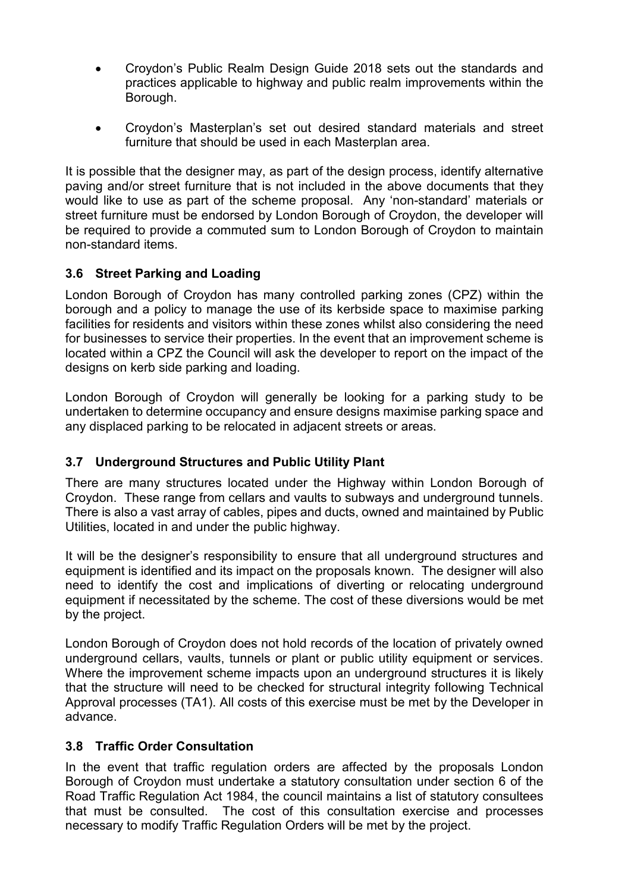- Croydon's Public Realm Design Guide 2018 sets out the standards and practices applicable to highway and public realm improvements within the Borough.

- Croydon's Masterplan's set out desired standard materials and street furniture that should be used in each Masterplan area.

It is possible that the designer may, as part of the design process, identify alternative paving and/or street furniture that is not included in the above documents that they would like to use as part of the scheme proposal. Any 'non-standard' materials or street furniture must be endorsed by London Borough of Croydon, the developer will be required to provide a commuted sum to London Borough of Croydon to maintain non-standard items.

### 3.6 Street Parking and Loading

London Borough of Croydon has many controlled parking zones (CPZ) within the borough and a policy to manage the use of its kerbside space to maximise parking facilities for residents and visitors within these zones whilst also considering the need for businesses to service their properties. In the event that an improvement scheme is located within a CPZ the Council will ask the developer to report on the impact of the designs on kerb side parking and loading.

London Borough of Croydon will generally be looking for a parking study to be undertaken to determine occupancy and ensure designs maximise parking space and any displaced parking to be relocated in adjacent streets or areas.

### 3.7 Underground Structures and Public Utility Plant

There are many structures located under the Highway within London Borough of Croydon. These range from cellars and vaults to subways and underground tunnels. There is also a vast array of cables, pipes and ducts, owned and maintained by Public Utilities, located in and under the public highway.

It will be the designer's responsibility to ensure that all underground structures and equipment is identified and its impact on the proposals known. The designer will also need to identify the cost and implications of diverting or relocating underground equipment if necessitated by the scheme. The cost of these diversions would be met by the project.

London Borough of Croydon does not hold records of the location of privately owned underground cellars, vaults, tunnels or plant or public utility equipment or services. Where the improvement scheme impacts upon an underground structures it is likely that the structure will need to be checked for structural integrity following Technical Approval processes (TA1). All costs of this exercise must be met by the Developer in advance.

### 3.8 Traffic Order Consultation

In the event that traffic regulation orders are affected by the proposals London Borough of Croydon must undertake a statutory consultation under section 6 of the Road Traffic Regulation Act 1984, the council maintains a list of statutory consultees that must be consulted. The cost of this consultation exercise and processes necessary to modify Traffic Regulation Orders will be met by the project.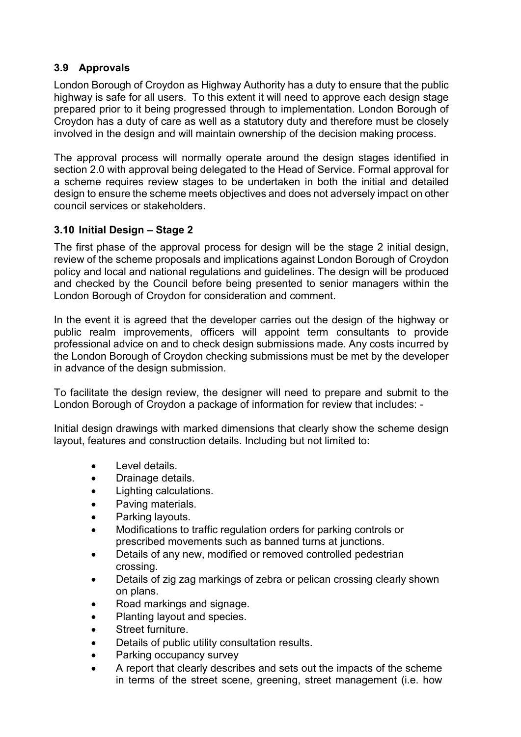### 3.9 Approvals

London Borough of Croydon as Highway Authority has a duty to ensure that the public highway is safe for all users. To this extent it will need to approve each design stage prepared prior to it being progressed through to implementation. London Borough of Croydon has a duty of care as well as a statutory duty and therefore must be closely involved in the design and will maintain ownership of the decision making process.

The approval process will normally operate around the design stages identified in section 2.0 with approval being delegated to the Head of Service. Formal approval for a scheme requires review stages to be undertaken in both the initial and detailed design to ensure the scheme meets objectives and does not adversely impact on other council services or stakeholders.

### 3.10 Initial Design – Stage 2

The first phase of the approval process for design will be the stage 2 initial design, review of the scheme proposals and implications against London Borough of Croydon policy and local and national regulations and guidelines. The design will be produced and checked by the Council before being presented to senior managers within the London Borough of Croydon for consideration and comment.

In the event it is agreed that the developer carries out the design of the highway or public realm improvements, officers will appoint term consultants to provide professional advice on and to check design submissions made. Any costs incurred by the London Borough of Croydon checking submissions must be met by the developer in advance of the design submission.

To facilitate the design review, the designer will need to prepare and submit to the London Borough of Croydon a package of information for review that includes: -

Initial design drawings with marked dimensions that clearly show the scheme design layout, features and construction details. Including but not limited to:

- Level details.
- Drainage details.
- Lighting calculations.
- Paving materials.
- Parking layouts.
- Modifications to traffic regulation orders for parking controls or prescribed movements such as banned turns at junctions.
- Details of any new, modified or removed controlled pedestrian crossing.
- Details of zig zag markings of zebra or pelican crossing clearly shown on plans.
- Road markings and signage.
- Planting layout and species.
- Street furniture.
- Details of public utility consultation results.
- Parking occupancy survey
- A report that clearly describes and sets out the impacts of the scheme in terms of the street scene, greening, street management (i.e. how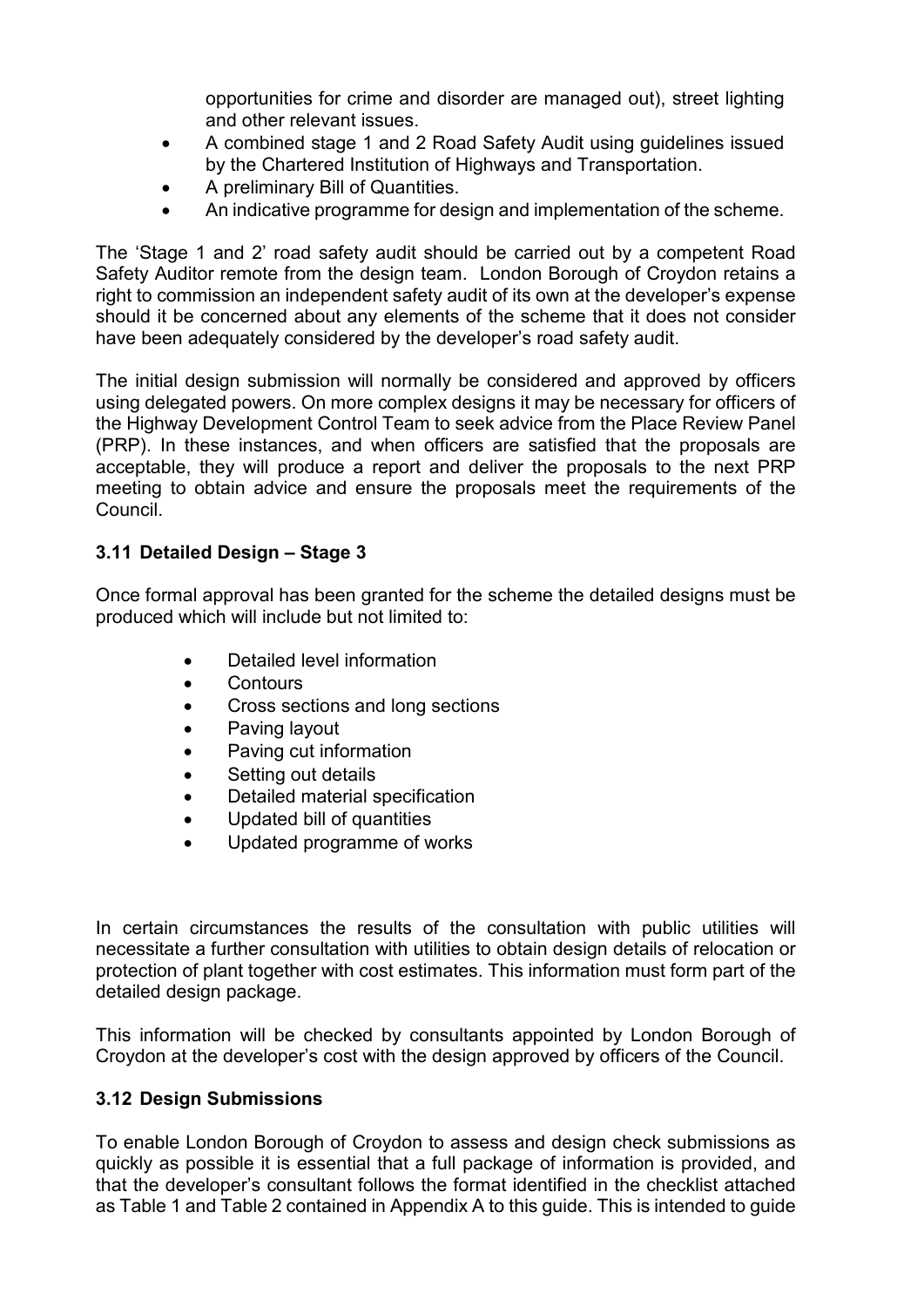opportunities for crime and disorder are managed out), street lighting and other relevant issues.

- A combined stage 1 and 2 Road Safety Audit using guidelines issued by the Chartered Institution of Highways and Transportation.
- A preliminary Bill of Quantities.
- An indicative programme for design and implementation of the scheme.

The 'Stage 1 and 2' road safety audit should be carried out by a competent Road Safety Auditor remote from the design team. London Borough of Croydon retains a right to commission an independent safety audit of its own at the developer's expense should it be concerned about any elements of the scheme that it does not consider have been adequately considered by the developer's road safety audit.

The initial design submission will normally be considered and approved by officers using delegated powers. On more complex designs it may be necessary for officers of the Highway Development Control Team to seek advice from the Place Review Panel (PRP). In these instances, and when officers are satisfied that the proposals are acceptable, they will produce a report and deliver the proposals to the next PRP meeting to obtain advice and ensure the proposals meet the requirements of the Council.

### 3.11 Detailed Design – Stage 3

Once formal approval has been granted for the scheme the detailed designs must be produced which will include but not limited to:

- Detailed level information
- Contours
- Cross sections and long sections
- Paving layout
- Paving cut information
- Setting out details
- Detailed material specification
- Updated bill of quantities
- Updated programme of works

In certain circumstances the results of the consultation with public utilities will necessitate a further consultation with utilities to obtain design details of relocation or protection of plant together with cost estimates. This information must form part of the detailed design package.

This information will be checked by consultants appointed by London Borough of Croydon at the developer's cost with the design approved by officers of the Council.

### 3.12 Design Submissions

To enable London Borough of Croydon to assess and design check submissions as quickly as possible it is essential that a full package of information is provided, and that the developer's consultant follows the format identified in the checklist attached as Table 1 and Table 2 contained in Appendix A to this guide. This is intended to guide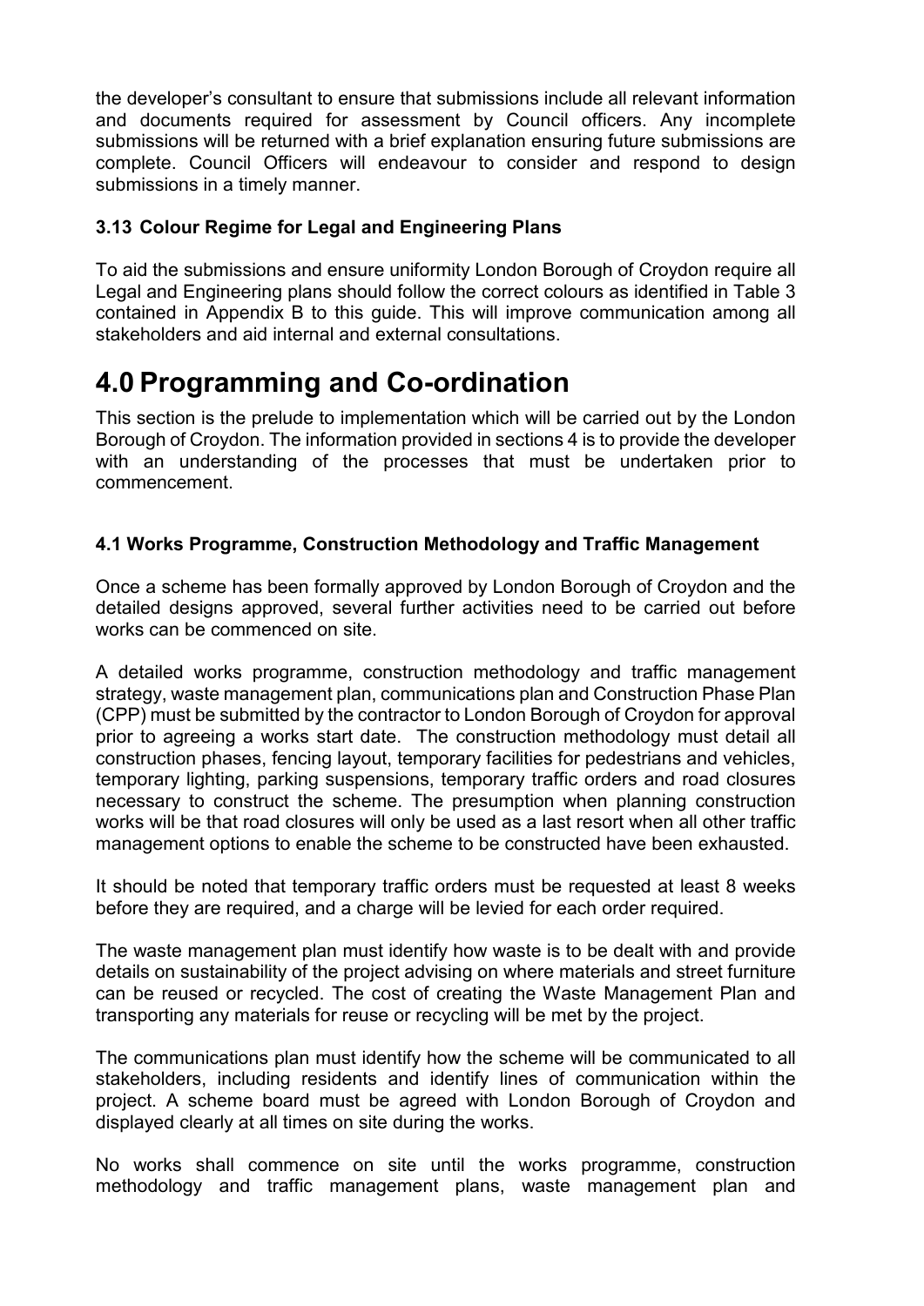the developer's consultant to ensure that submissions include all relevant information and documents required for assessment by Council officers. Any incomplete submissions will be returned with a brief explanation ensuring future submissions are complete. Council Officers will endeavour to consider and respond to design submissions in a timely manner.

### 3.13 Colour Regime for Legal and Engineering Plans

To aid the submissions and ensure uniformity London Borough of Croydon require all Legal and Engineering plans should follow the correct colours as identified in Table 3 contained in Appendix B to this guide. This will improve communication among all stakeholders and aid internal and external consultations.

# 4.0 Programming and Co-ordination

This section is the prelude to implementation which will be carried out by the London Borough of Croydon. The information provided in sections 4 is to provide the developer with an understanding of the processes that must be undertaken prior to commencement.

### 4.1 Works Programme, Construction Methodology and Traffic Management

Once a scheme has been formally approved by London Borough of Croydon and the detailed designs approved, several further activities need to be carried out before works can be commenced on site.

A detailed works programme, construction methodology and traffic management strategy, waste management plan, communications plan and Construction Phase Plan (CPP) must be submitted by the contractor to London Borough of Croydon for approval prior to agreeing a works start date. The construction methodology must detail all construction phases, fencing layout, temporary facilities for pedestrians and vehicles, temporary lighting, parking suspensions, temporary traffic orders and road closures necessary to construct the scheme. The presumption when planning construction works will be that road closures will only be used as a last resort when all other traffic management options to enable the scheme to be constructed have been exhausted.

It should be noted that temporary traffic orders must be requested at least 8 weeks before they are required, and a charge will be levied for each order required.

The waste management plan must identify how waste is to be dealt with and provide details on sustainability of the project advising on where materials and street furniture can be reused or recycled. The cost of creating the Waste Management Plan and transporting any materials for reuse or recycling will be met by the project.

The communications plan must identify how the scheme will be communicated to all stakeholders, including residents and identify lines of communication within the project. A scheme board must be agreed with London Borough of Croydon and displayed clearly at all times on site during the works.

No works shall commence on site until the works programme, construction methodology and traffic management plans, waste management plan and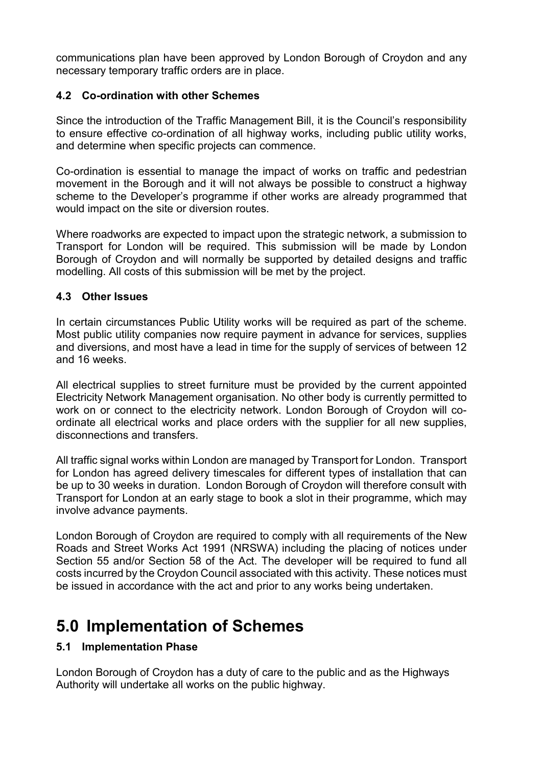communications plan have been approved by London Borough of Croydon and any necessary temporary traffic orders are in place.

### 4.2 Co-ordination with other Schemes

Since the introduction of the Traffic Management Bill, it is the Council's responsibility to ensure effective co-ordination of all highway works, including public utility works, and determine when specific projects can commence.

Co-ordination is essential to manage the impact of works on traffic and pedestrian movement in the Borough and it will not always be possible to construct a highway scheme to the Developer's programme if other works are already programmed that would impact on the site or diversion routes.

Where roadworks are expected to impact upon the strategic network, a submission to Transport for London will be required. This submission will be made by London Borough of Croydon and will normally be supported by detailed designs and traffic modelling. All costs of this submission will be met by the project.

### 4.3 Other Issues

In certain circumstances Public Utility works will be required as part of the scheme. Most public utility companies now require payment in advance for services, supplies and diversions, and most have a lead in time for the supply of services of between 12 and 16 weeks.

All electrical supplies to street furniture must be provided by the current appointed Electricity Network Management organisation. No other body is currently permitted to work on or connect to the electricity network. London Borough of Croydon will co-ordinate all electrical works and place orders with the supplier for all new supplies, disconnections and transfers.

All traffic signal works within London are managed by Transport for London. Transport for London has agreed delivery timescales for different types of installation that can be up to 30 weeks in duration. London Borough of Croydon will therefore consult with Transport for London at an early stage to book a slot in their programme, which may involve advance payments.

London Borough of Croydon are required to comply with all requirements of the New Roads and Street Works Act 1991 (NRSWA) including the placing of notices under Section 55 and/or Section 58 of the Act. The developer will be required to fund all costs incurred by the Croydon Council associated with this activity. These notices must be issued in accordance with the act and prior to any works being undertaken.

# 5.0 Implementation of Schemes

### 5.1 Implementation Phase

London Borough of Croydon has a duty of care to the public and as the Highways Authority will undertake all works on the public highway.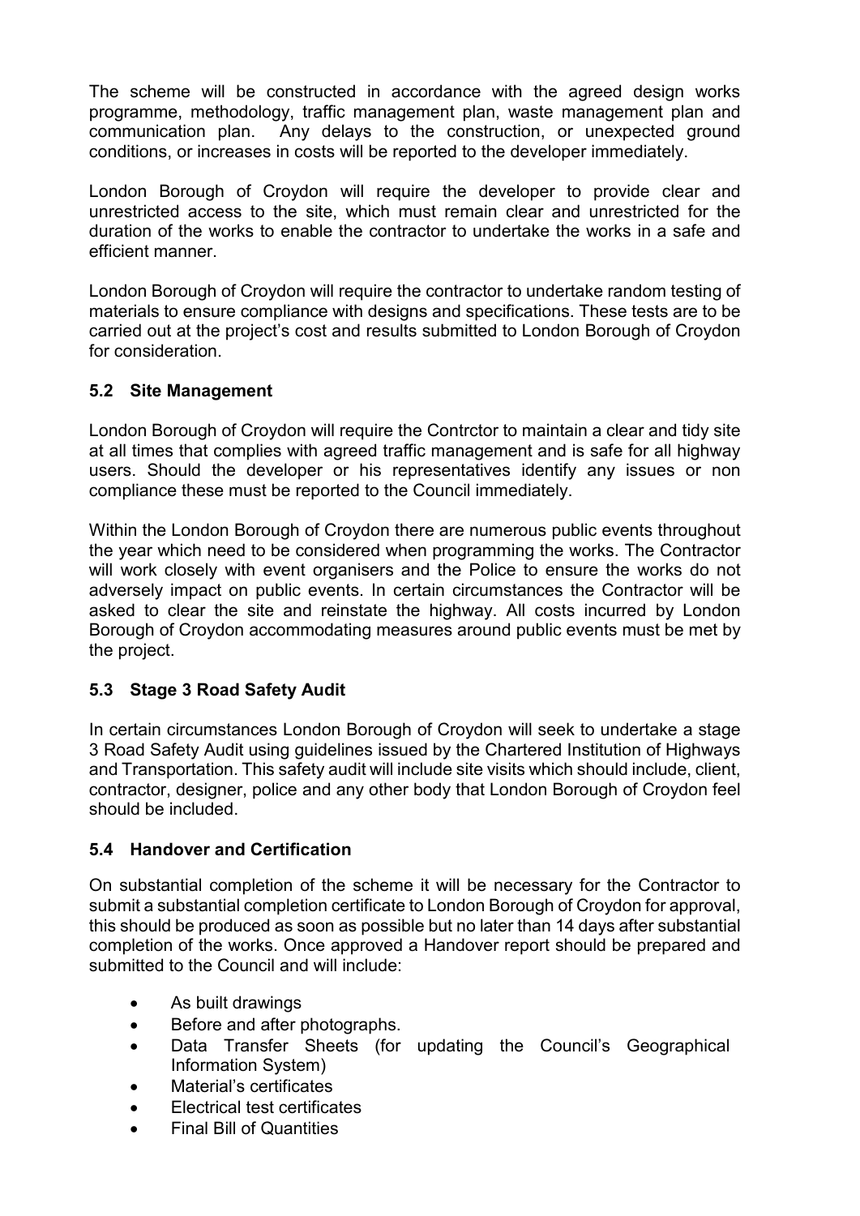The scheme will be constructed in accordance with the agreed design works programme, methodology, traffic management plan, waste management plan and communication plan. Any delays to the construction, or unexpected ground conditions, or increases in costs will be reported to the developer immediately.

London Borough of Croydon will require the developer to provide clear and unrestricted access to the site, which must remain clear and unrestricted for the duration of the works to enable the contractor to undertake the works in a safe and efficient manner.

London Borough of Croydon will require the contractor to undertake random testing of materials to ensure compliance with designs and specifications. These tests are to be carried out at the project's cost and results submitted to London Borough of Croydon for consideration.

### 5.2 Site Management

London Borough of Croydon will require the Contrctor to maintain a clear and tidy site at all times that complies with agreed traffic management and is safe for all highway users. Should the developer or his representatives identify any issues or non compliance these must be reported to the Council immediately.

Within the London Borough of Croydon there are numerous public events throughout the year which need to be considered when programming the works. The Contractor will work closely with event organisers and the Police to ensure the works do not adversely impact on public events. In certain circumstances the Contractor will be asked to clear the site and reinstate the highway. All costs incurred by London Borough of Croydon accommodating measures around public events must be met by the project.

### 5.3 Stage 3 Road Safety Audit

In certain circumstances London Borough of Croydon will seek to undertake a stage 3 Road Safety Audit using guidelines issued by the Chartered Institution of Highways and Transportation. This safety audit will include site visits which should include, client, contractor, designer, police and any other body that London Borough of Croydon feel should be included.

### 5.4 Handover and Certification

On substantial completion of the scheme it will be necessary for the Contractor to submit a substantial completion certificate to London Borough of Croydon for approval, this should be produced as soon as possible but no later than 14 days after substantial completion of the works. Once approved a Handover report should be prepared and submitted to the Council and will include:

- As built drawings
- Before and after photographs.
- Data Transfer Sheets (for updating the Council's Geographical Information System)
- Material's certificates
- Electrical test certificates
- Final Bill of Quantities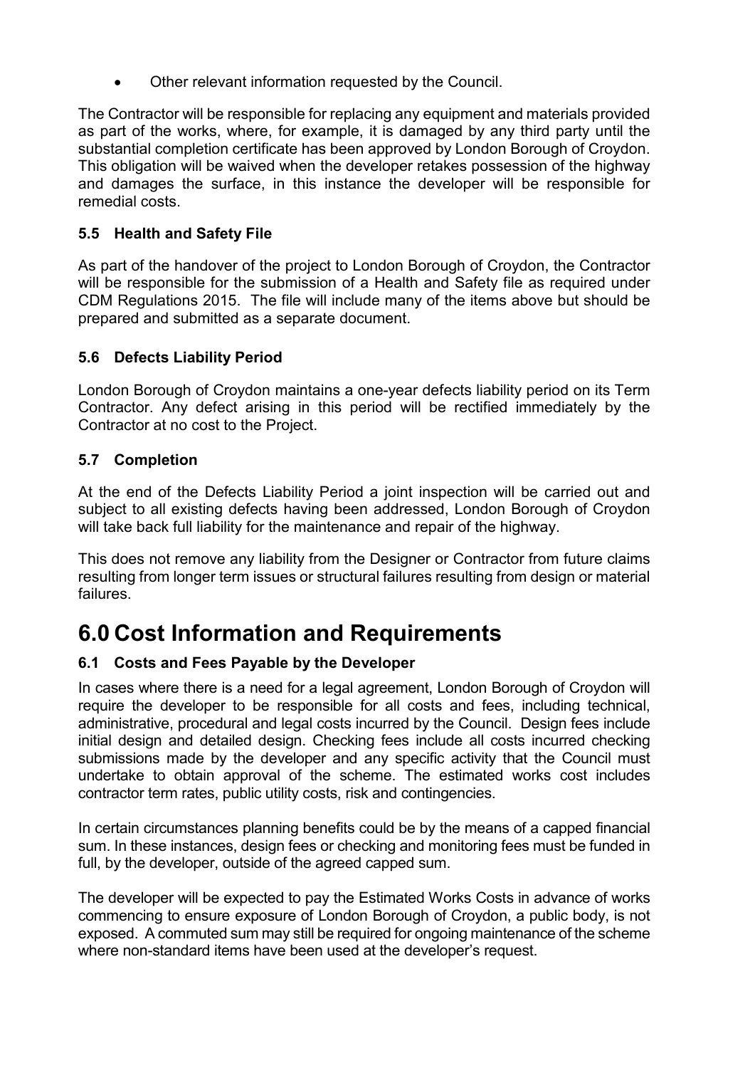- Other relevant information requested by the Council.

The Contractor will be responsible for replacing any equipment and materials provided as part of the works, where, for example, it is damaged by any third party until the substantial completion certificate has been approved by London Borough of Croydon. This obligation will be waived when the developer retakes possession of the highway and damages the surface, in this instance the developer will be responsible for remedial costs.

### 5.5 Health and Safety File

As part of the handover of the project to London Borough of Croydon, the Contractor will be responsible for the submission of a Health and Safety file as required under CDM Regulations 2015. The file will include many of the items above but should be prepared and submitted as a separate document.

### 5.6 Defects Liability Period

London Borough of Croydon maintains a one-year defects liability period on its Term Contractor. Any defect arising in this period will be rectified immediately by the Contractor at no cost to the Project.

### 5.7 Completion

At the end of the Defects Liability Period a joint inspection will be carried out and subject to all existing defects having been addressed, London Borough of Croydon will take back full liability for the maintenance and repair of the highway.

This does not remove any liability from the Designer or Contractor from future claims resulting from longer term issues or structural failures resulting from design or material failures.

# 6.0 Cost Information and Requirements

### 6.1 Costs and Fees Payable by the Developer

In cases where there is a need for a legal agreement, London Borough of Croydon will require the developer to be responsible for all costs and fees, including technical, administrative, procedural and legal costs incurred by the Council. Design fees include initial design and detailed design. Checking fees include all costs incurred checking submissions made by the developer and any specific activity that the Council must undertake to obtain approval of the scheme. The estimated works cost includes contractor term rates, public utility costs, risk and contingencies.

In certain circumstances planning benefits could be by the means of a capped financial sum. In these instances, design fees or checking and monitoring fees must be funded in full, by the developer, outside of the agreed capped sum.

The developer will be expected to pay the Estimated Works Costs in advance of works commencing to ensure exposure of London Borough of Croydon, a public body, is not exposed. A commuted sum may still be required for ongoing maintenance of the scheme where non-standard items have been used at the developer's request.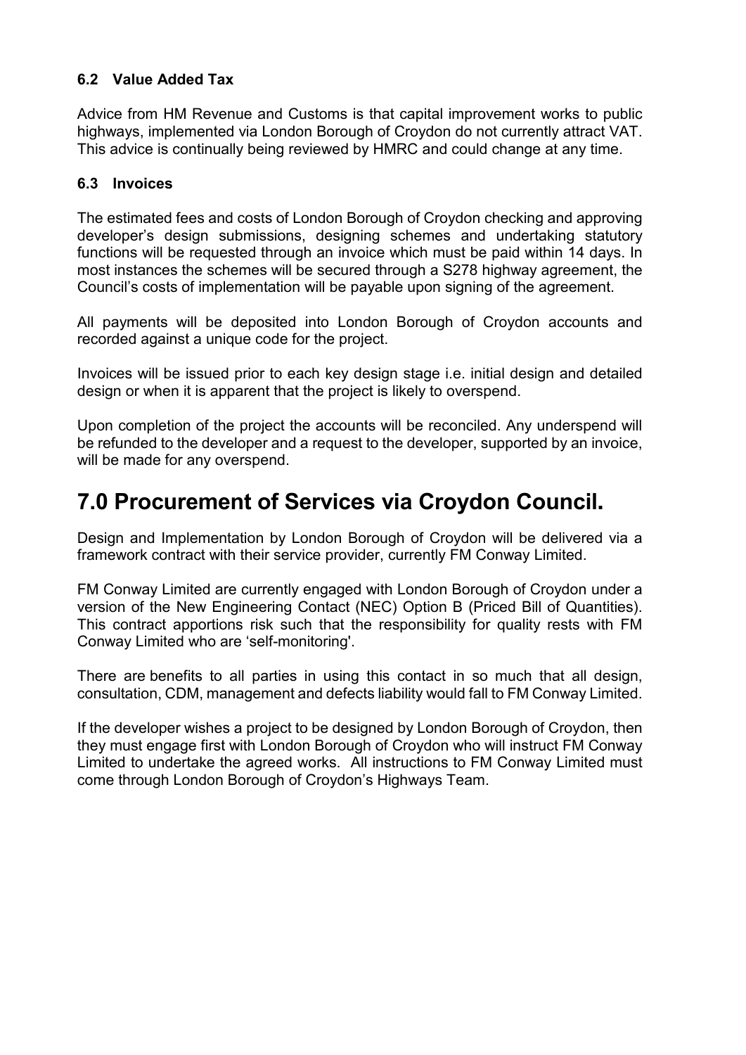### 6.2 Value Added Tax

Advice from HM Revenue and Customs is that capital improvement works to public highways, implemented via London Borough of Croydon do not currently attract VAT. This advice is continually being reviewed by HMRC and could change at any time.

### 6.3 Invoices

The estimated fees and costs of London Borough of Croydon checking and approving developer's design submissions, designing schemes and undertaking statutory functions will be requested through an invoice which must be paid within 14 days. In most instances the schemes will be secured through a S278 highway agreement, the Council's costs of implementation will be payable upon signing of the agreement.

All payments will be deposited into London Borough of Croydon accounts and recorded against a unique code for the project.

Invoices will be issued prior to each key design stage i.e. initial design and detailed design or when it is apparent that the project is likely to overspend.

Upon completion of the project the accounts will be reconciled. Any underspend will be refunded to the developer and a request to the developer, supported by an invoice, will be made for any overspend.

# 7.0 Procurement of Services via Croydon Council.

Design and Implementation by London Borough of Croydon will be delivered via a framework contract with their service provider, currently FM Conway Limited.

FM Conway Limited are currently engaged with London Borough of Croydon under a version of the New Engineering Contact (NEC) Option B (Priced Bill of Quantities). This contract apportions risk such that the responsibility for quality rests with FM Conway Limited who are 'self-monitoring'.

There are benefits to all parties in using this contact in so much that all design, consultation, CDM, management and defects liability would fall to FM Conway Limited.

If the developer wishes a project to be designed by London Borough of Croydon, then they must engage first with London Borough of Croydon who will instruct FM Conway Limited to undertake the agreed works. All instructions to FM Conway Limited must come through London Borough of Croydon's Highways Team.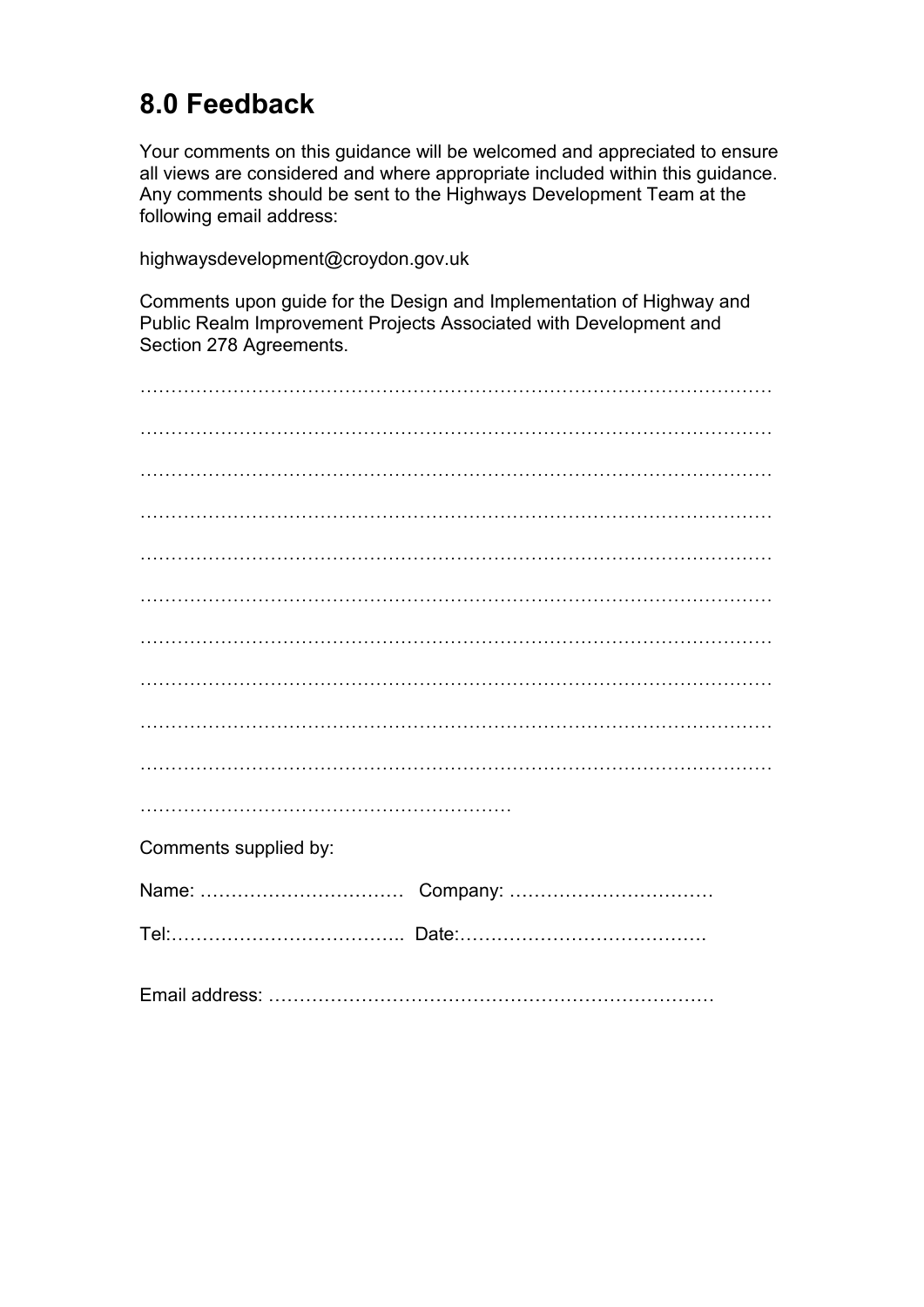## 8.0 Feedback

Your comments on this guidance will be welcomed and appreciated to ensure all views are considered and where appropriate included within this guidance. Any comments should be sent to the Highways Development Team at the following email address:

highwaysdevelopment@croydon.gov.uk

Comments upon guide for the Design and Implementation of Highway and Public Realm Improvement Projects Associated with Development and Section 278 Agreements.

……………………………………………………………………………………………

……………………………………………………………………………………………

……………………………………………………………………………………………

……………………………………………………………………………………………

……………………………………………………………………………………………

……………………………………………………………………………………………

……………………………………………………………………………………………

……………………………………………………………………………………………

……………………………………………………………………………………………

……………………………………………………………………………………………

……………………………………………………

Comments supplied by:

Name: …………………………… Company: ……………………………

Tel:……………………………….. Date:…………………………………

Email address: ………………………………………………………………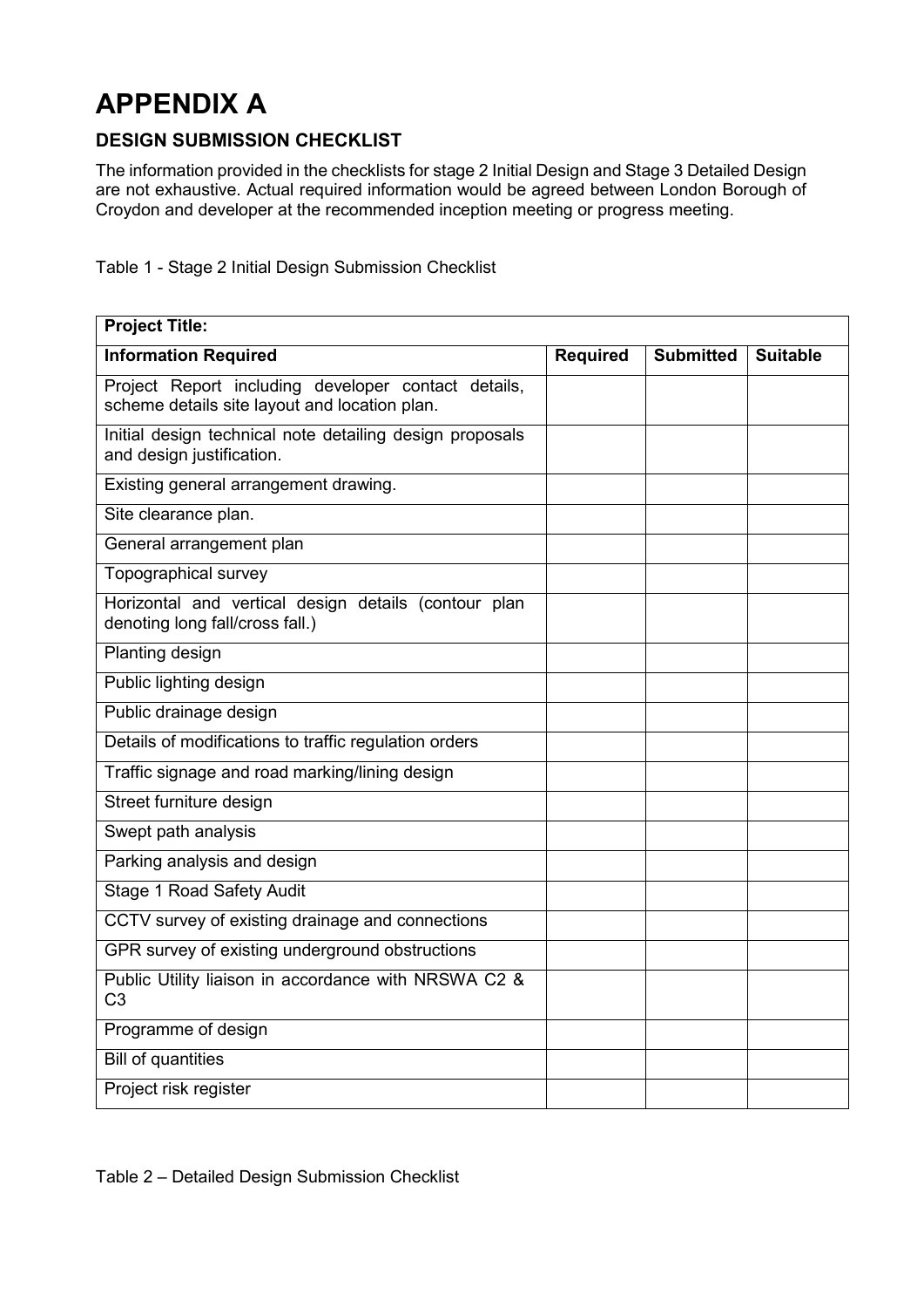# APPENDIX A

## DESIGN SUBMISSION CHECKLIST

The information provided in the checklists for stage 2 Initial Design and Stage 3 Detailed Design are not exhaustive. Actual required information would be agreed between London Borough of Croydon and developer at the recommended inception meeting or progress meeting.

Table 1 - Stage 2 Initial Design Submission Checklist

| **Project Title:** | | | |
|---|---|---|---|
| **Information Required** | **Required** | **Submitted** | **Suitable** |
| Project Report including developer contact details, scheme details site layout and location plan. | | | |
| Initial design technical note detailing design proposals and design justification. | | | |
| Existing general arrangement drawing. | | | |
| Site clearance plan. | | | |
| General arrangement plan | | | |
| Topographical survey | | | |
| Horizontal and vertical design details (contour plan denoting long fall/cross fall.) | | | |
| Planting design | | | |
| Public lighting design | | | |
| Public drainage design | | | |
| Details of modifications to traffic regulation orders | | | |
| Traffic signage and road marking/lining design | | | |
| Street furniture design | | | |
| Swept path analysis | | | |
| Parking analysis and design | | | |
| Stage 1 Road Safety Audit | | | |
| CCTV survey of existing drainage and connections | | | |
| GPR survey of existing underground obstructions | | | |
| Public Utility liaison in accordance with NRSWA C2 & C3 | | | |
| Programme of design | | | |
| Bill of quantities | | | |
| Project risk register | | | |

Table 2 – Detailed Design Submission Checklist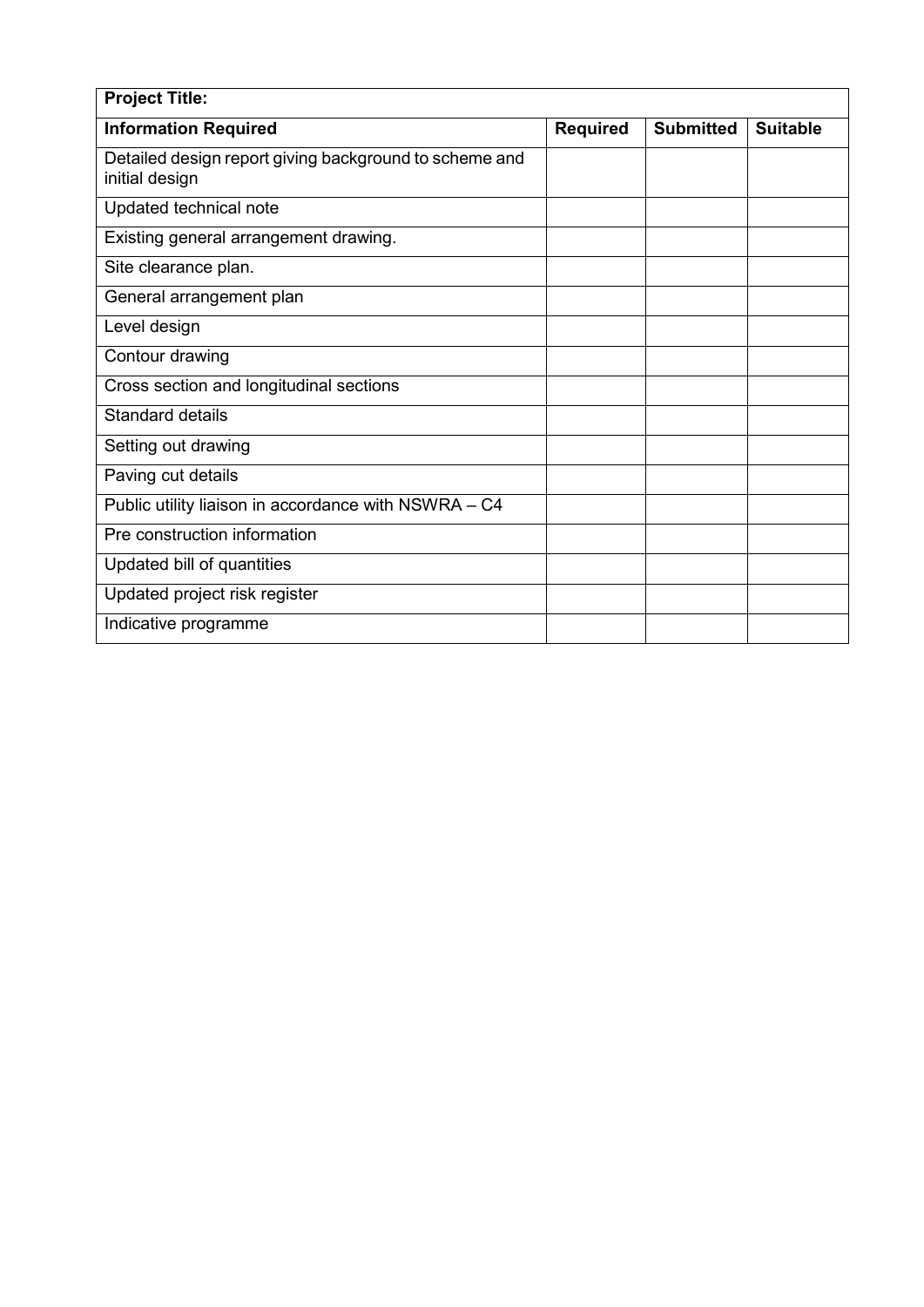| **Project Title:** | | | |
|---|---|---|---|
| **Information Required** | **Required** | **Submitted** | **Suitable** |
| Detailed design report giving background to scheme and initial design | | | |
| Updated technical note | | | |
| Existing general arrangement drawing. | | | |
| Site clearance plan. | | | |
| General arrangement plan | | | |
| Level design | | | |
| Contour drawing | | | |
| Cross section and longitudinal sections | | | |
| Standard details | | | |
| Setting out drawing | | | |
| Paving cut details | | | |
| Public utility liaison in accordance with NSWRA – C4 | | | |
| Pre construction information | | | |
| Updated bill of quantities | | | |
| Updated project risk register | | | |
| Indicative programme | | | |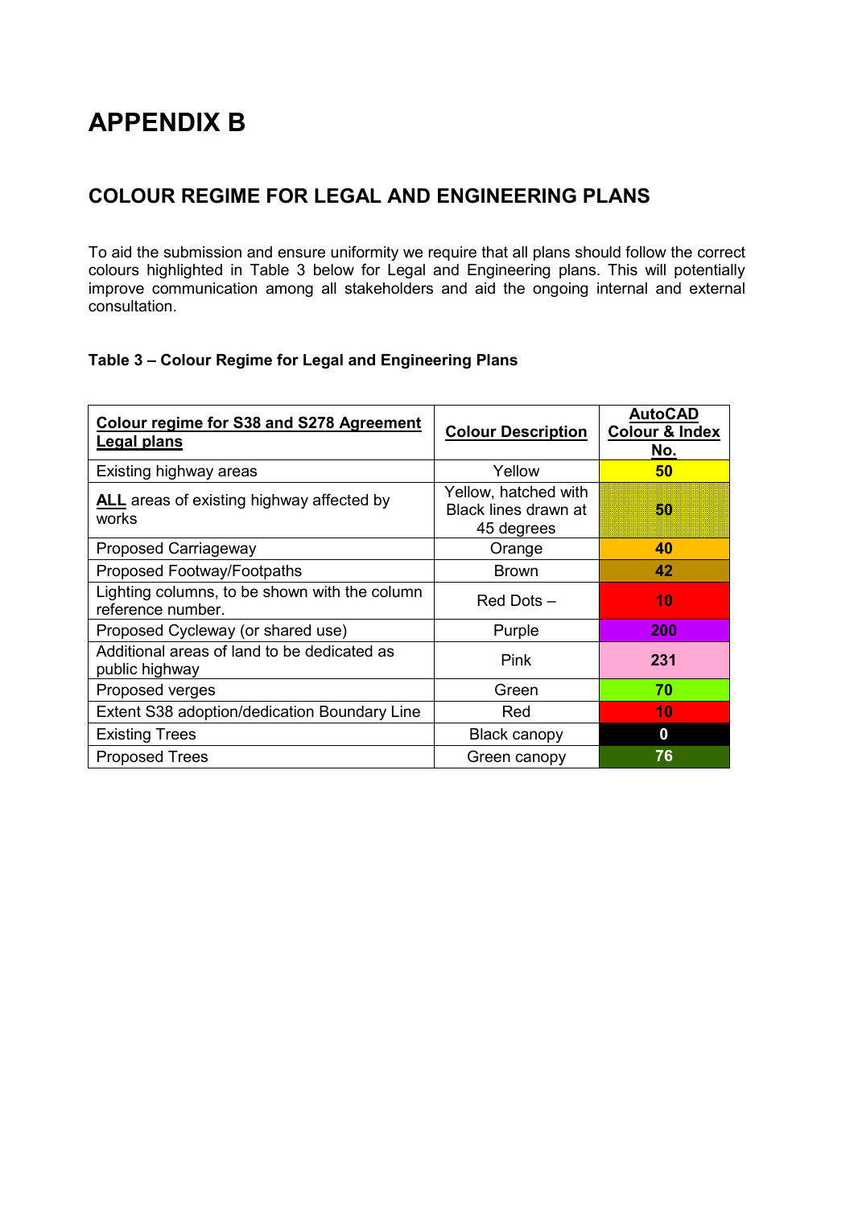# APPENDIX B

## COLOUR REGIME FOR LEGAL AND ENGINEERING PLANS

To aid the submission and ensure uniformity we require that all plans should follow the correct colours highlighted in Table 3 below for Legal and Engineering plans. This will potentially improve communication among all stakeholders and aid the ongoing internal and external consultation.

**Table 3 – Colour Regime for Legal and Engineering Plans**

| Colour regime for S38 and S278 Agreement Legal plans | Colour Description | AutoCAD Colour & Index No. |
|---|---|---|
| Existing highway areas | Yellow | 50 |
| **ALL** areas of existing highway affected by works | Yellow, hatched with Black lines drawn at 45 degrees | 50 |
| Proposed Carriageway | Orange | 40 |
| Proposed Footway/Footpaths | Brown | 42 |
| Lighting columns, to be shown with the column reference number. | Red Dots – | 10 |
| Proposed Cycleway (or shared use) | Purple | 200 |
| Additional areas of land to be dedicated as public highway | Pink | 231 |
| Proposed verges | Green | 70 |
| Extent S38 adoption/dedication Boundary Line | Red | 10 |
| Existing Trees | Black canopy | 0 |
| Proposed Trees | Green canopy | 76 |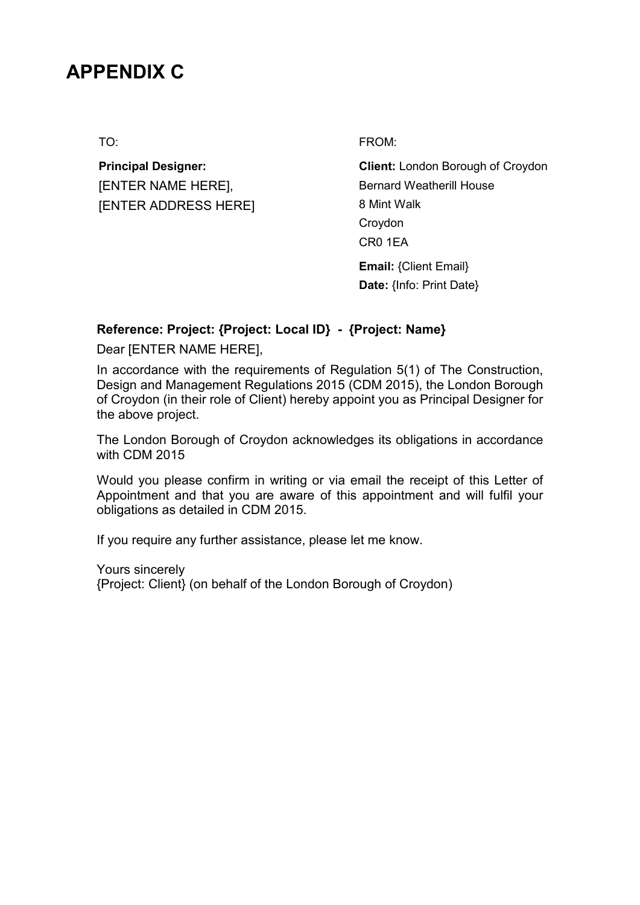# APPENDIX C

TO:

**Principal Designer:**
[ENTER NAME HERE],
[ENTER ADDRESS HERE]

FROM:

**Client:** London Borough of Croydon
Bernard Weatherill House
8 Mint Walk
Croydon
CR0 1EA

**Email:** {Client Email}
**Date:** {Info: Print Date}

**Reference: Project: {Project: Local ID} - {Project: Name}**

Dear [ENTER NAME HERE],

In accordance with the requirements of Regulation 5(1) of The Construction, Design and Management Regulations 2015 (CDM 2015), the London Borough of Croydon (in their role of Client) hereby appoint you as Principal Designer for the above project.

The London Borough of Croydon acknowledges its obligations in accordance with CDM 2015

Would you please confirm in writing or via email the receipt of this Letter of Appointment and that you are aware of this appointment and will fulfil your obligations as detailed in CDM 2015.

If you require any further assistance, please let me know.

Yours sincerely
{Project: Client} (on behalf of the London Borough of Croydon)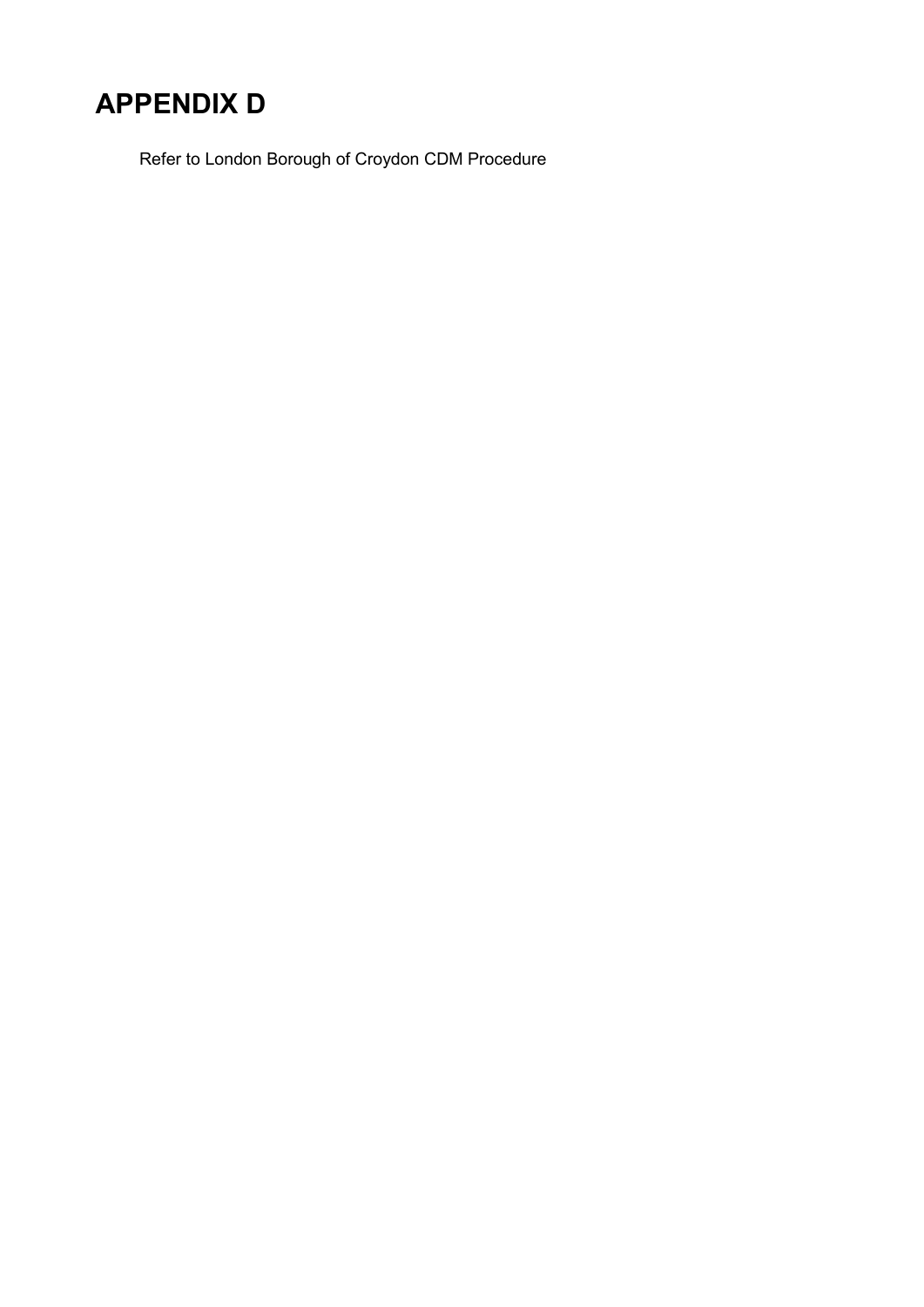# APPENDIX D

Refer to London Borough of Croydon CDM Procedure